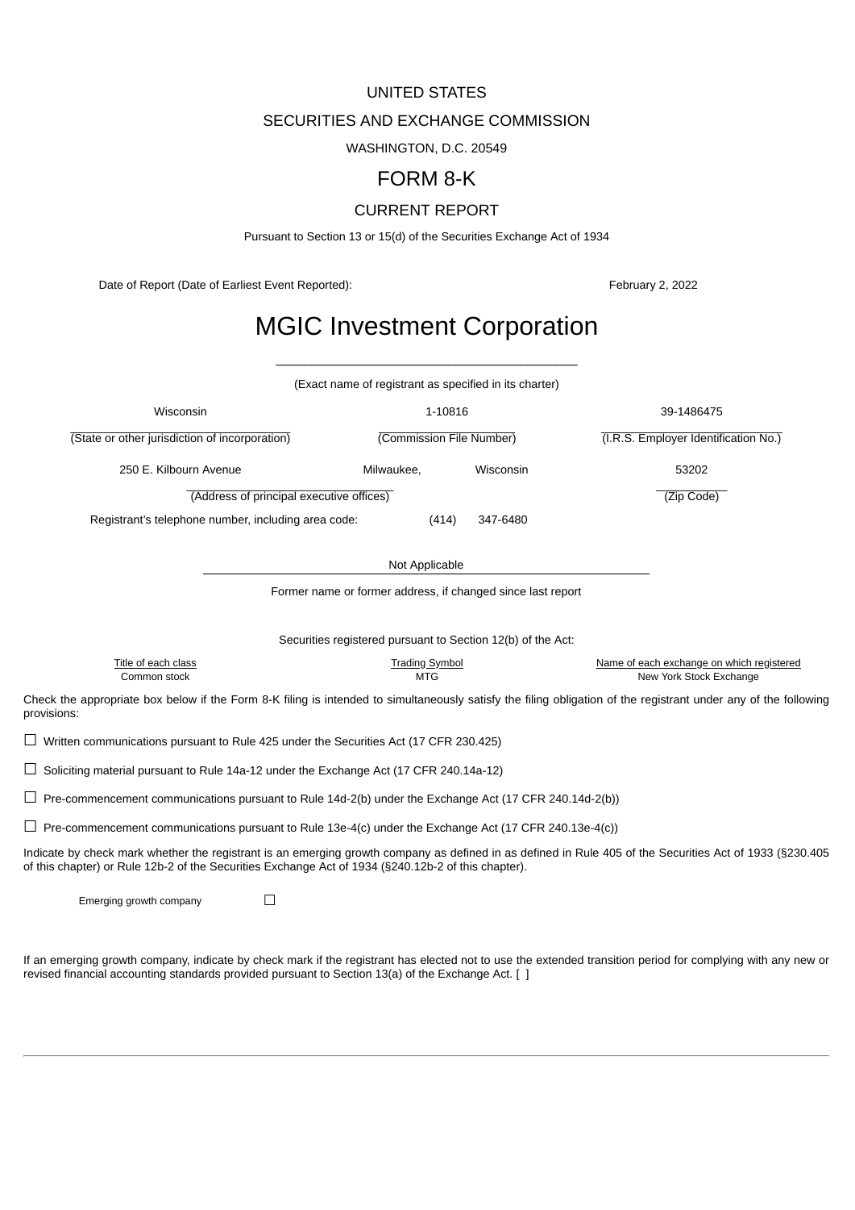UNITED STATES

SECURITIES AND EXCHANGE COMMISSION

WASHINGTON, D.C. 20549

# FORM 8-K

CURRENT REPORT

Pursuant to Section 13 or 15(d) of the Securities Exchange Act of 1934

Date of Report (Date of Earliest Event Reported): February 2, 2022

# MGIC Investment Corporation

(Exact name of registrant as specified in its charter)

| Wisconsin | 1-10816 | 39-1486475 |
|---|---|---|
| (State or other jurisdiction of incorporation) | (Commission File Number) | (I.R.S. Employer Identification No.) |

| 250 E. Kilbourn Avenue | Milwaukee, | Wisconsin | 53202 |
|---|---|---|---|
| (Address of principal executive offices) | | | (Zip Code) |

Registrant's telephone number, including area code: (414) 347-6480

Not Applicable

Former name or former address, if changed since last report

Securities registered pursuant to Section 12(b) of the Act:

| Title of each class | Trading Symbol | Name of each exchange on which registered |
|---|---|---|
| Common stock | MTG | New York Stock Exchange |

Check the appropriate box below if the Form 8-K filing is intended to simultaneously satisfy the filing obligation of the registrant under any of the following provisions:

☐ Written communications pursuant to Rule 425 under the Securities Act (17 CFR 230.425)

☐ Soliciting material pursuant to Rule 14a-12 under the Exchange Act (17 CFR 240.14a-12)

☐ Pre-commencement communications pursuant to Rule 14d-2(b) under the Exchange Act (17 CFR 240.14d-2(b))

☐ Pre-commencement communications pursuant to Rule 13e-4(c) under the Exchange Act (17 CFR 240.13e-4(c))

Indicate by check mark whether the registrant is an emerging growth company as defined in as defined in Rule 405 of the Securities Act of 1933 (§230.405 of this chapter) or Rule 12b-2 of the Securities Exchange Act of 1934 (§240.12b-2 of this chapter).

Emerging growth company ☐

If an emerging growth company, indicate by check mark if the registrant has elected not to use the extended transition period for complying with any new or revised financial accounting standards provided pursuant to Section 13(a) of the Exchange Act. [ ]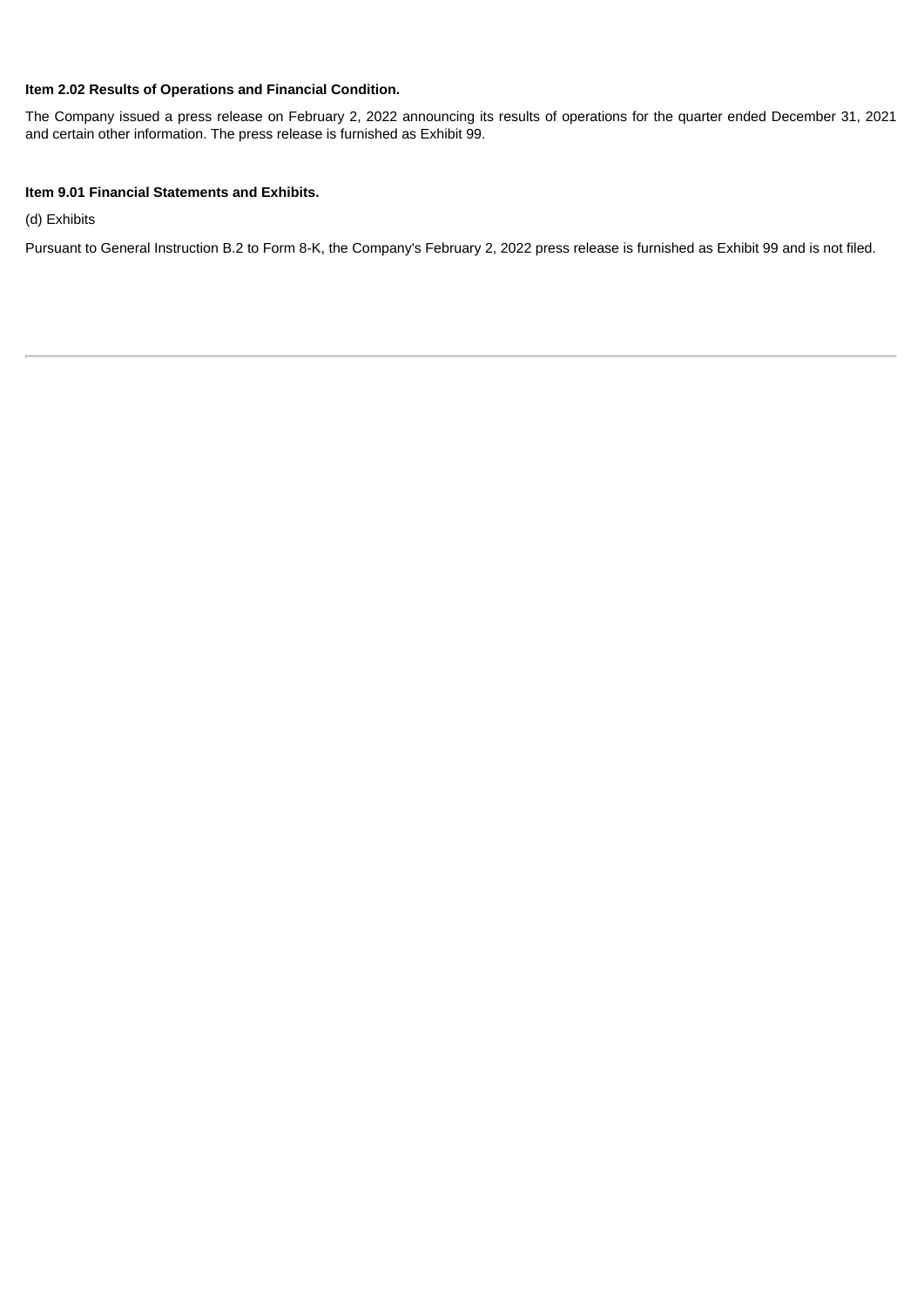**Item 2.02 Results of Operations and Financial Condition.**

The Company issued a press release on February 2, 2022 announcing its results of operations for the quarter ended December 31, 2021 and certain other information. The press release is furnished as Exhibit 99.

**Item 9.01 Financial Statements and Exhibits.**

(d) Exhibits

Pursuant to General Instruction B.2 to Form 8-K, the Company's February 2, 2022 press release is furnished as Exhibit 99 and is not filed.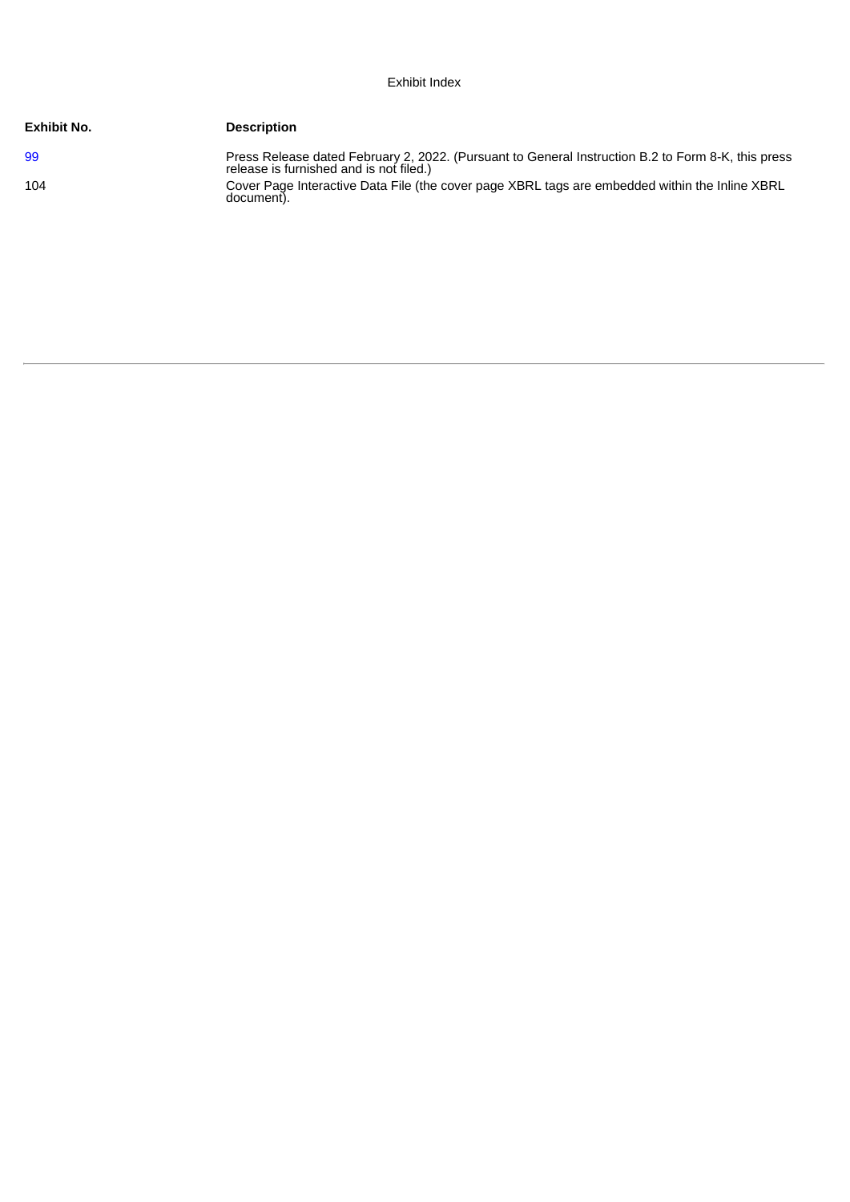Exhibit Index

| Exhibit No. | Description |
| --- | --- |
| 99 | Press Release dated February 2, 2022. (Pursuant to General Instruction B.2 to Form 8-K, this press release is furnished and is not filed.) |
| 104 | Cover Page Interactive Data File (the cover page XBRL tags are embedded within the Inline XBRL document). |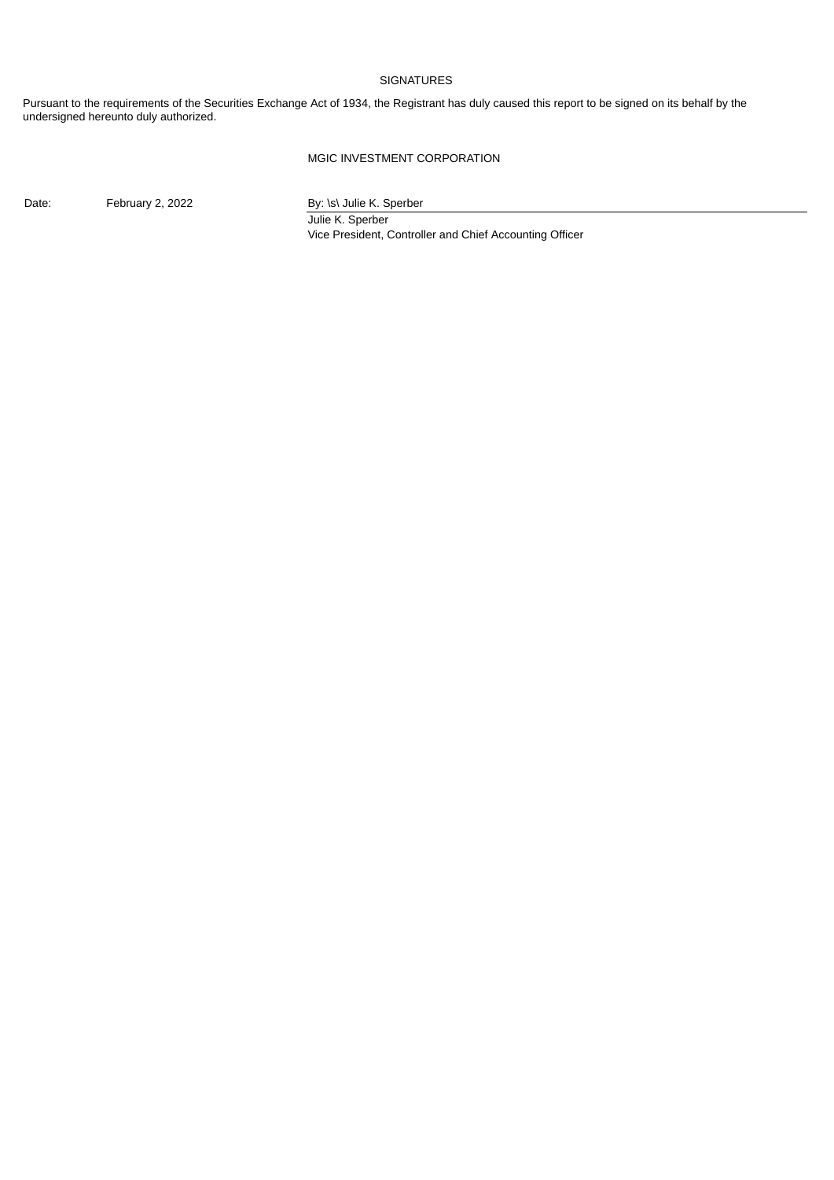SIGNATURES

Pursuant to the requirements of the Securities Exchange Act of 1934, the Registrant has duly caused this report to be signed on its behalf by the undersigned hereunto duly authorized.

MGIC INVESTMENT CORPORATION

Date: February 2, 2022

By: \s\ Julie K. Sperber

Julie K. Sperber

Vice President, Controller and Chief Accounting Officer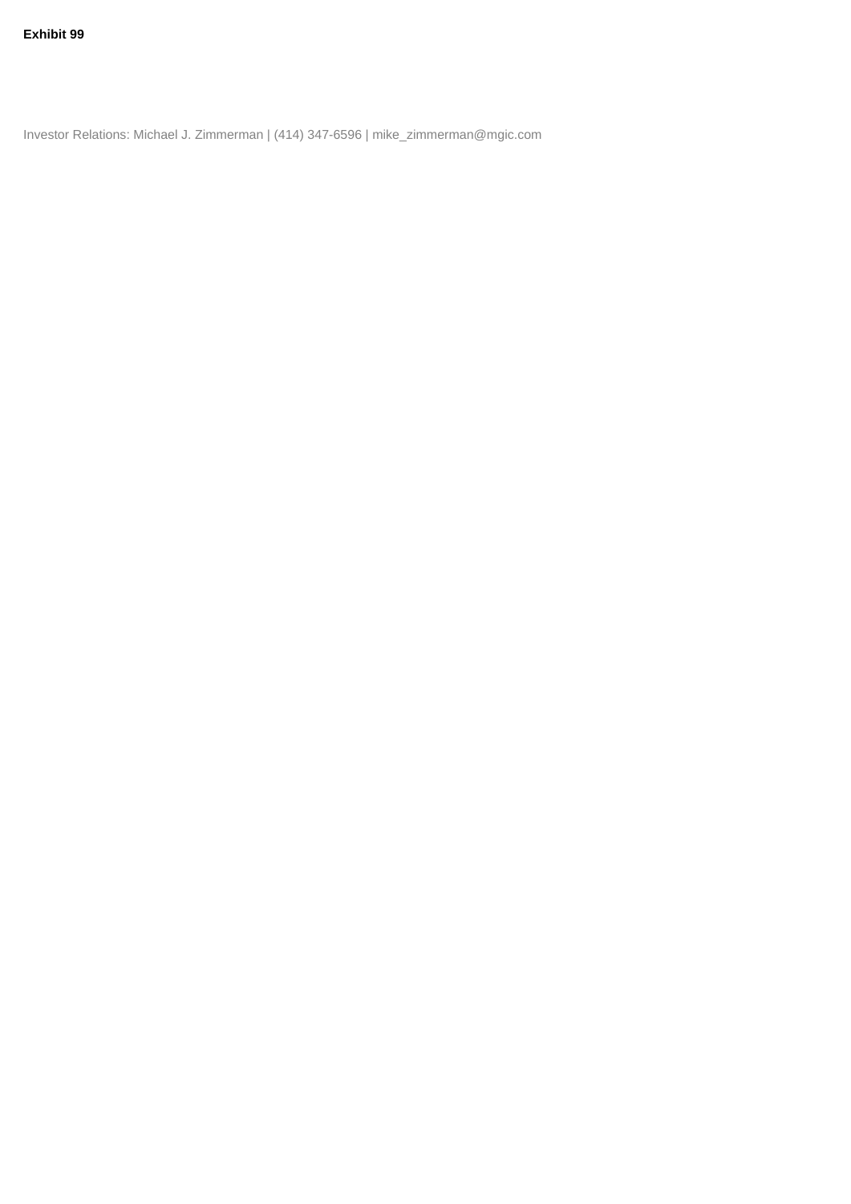**Exhibit 99**

Investor Relations: Michael J. Zimmerman | (414) 347-6596 | mike_zimmerman@mgic.com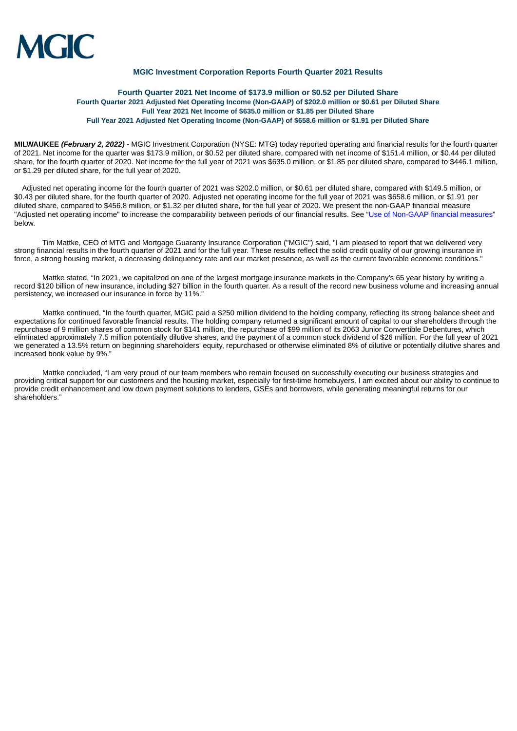MGIC

**MGIC Investment Corporation Reports Fourth Quarter 2021 Results**

**Fourth Quarter 2021 Net Income of $173.9 million or $0.52 per Diluted Share**
**Fourth Quarter 2021 Adjusted Net Operating Income (Non-GAAP) of $202.0 million or $0.61 per Diluted Share**
**Full Year 2021 Net Income of $635.0 million or $1.85 per Diluted Share**
**Full Year 2021 Adjusted Net Operating Income (Non-GAAP) of $658.6 million or $1.91 per Diluted Share**

**MILWAUKEE *(February 2, 2022) -*** MGIC Investment Corporation (NYSE: MTG) today reported operating and financial results for the fourth quarter of 2021. Net income for the quarter was $173.9 million, or $0.52 per diluted share, compared with net income of $151.4 million, or $0.44 per diluted share, for the fourth quarter of 2020. Net income for the full year of 2021 was $635.0 million, or $1.85 per diluted share, compared to $446.1 million, or $1.29 per diluted share, for the full year of 2020.

Adjusted net operating income for the fourth quarter of 2021 was $202.0 million, or $0.61 per diluted share, compared with $149.5 million, or $0.43 per diluted share, for the fourth quarter of 2020. Adjusted net operating income for the full year of 2021 was $658.6 million, or $1.91 per diluted share, compared to $456.8 million, or $1.32 per diluted share, for the full year of 2020. We present the non-GAAP financial measure "Adjusted net operating income" to increase the comparability between periods of our financial results. See "Use of Non-GAAP financial measures" below.

Tim Mattke, CEO of MTG and Mortgage Guaranty Insurance Corporation ("MGIC") said, "I am pleased to report that we delivered very strong financial results in the fourth quarter of 2021 and for the full year. These results reflect the solid credit quality of our growing insurance in force, a strong housing market, a decreasing delinquency rate and our market presence, as well as the current favorable economic conditions."

Mattke stated, "In 2021, we capitalized on one of the largest mortgage insurance markets in the Company's 65 year history by writing a record $120 billion of new insurance, including $27 billion in the fourth quarter. As a result of the record new business volume and increasing annual persistency, we increased our insurance in force by 11%."

Mattke continued, "In the fourth quarter, MGIC paid a $250 million dividend to the holding company, reflecting its strong balance sheet and expectations for continued favorable financial results. The holding company returned a significant amount of capital to our shareholders through the repurchase of 9 million shares of common stock for $141 million, the repurchase of $99 million of its 2063 Junior Convertible Debentures, which eliminated approximately 7.5 million potentially dilutive shares, and the payment of a common stock dividend of $26 million. For the full year of 2021 we generated a 13.5% return on beginning shareholders' equity, repurchased or otherwise eliminated 8% of dilutive or potentially dilutive shares and increased book value by 9%."

Mattke concluded, "I am very proud of our team members who remain focused on successfully executing our business strategies and providing critical support for our customers and the housing market, especially for first-time homebuyers. I am excited about our ability to continue to provide credit enhancement and low down payment solutions to lenders, GSEs and borrowers, while generating meaningful returns for our shareholders."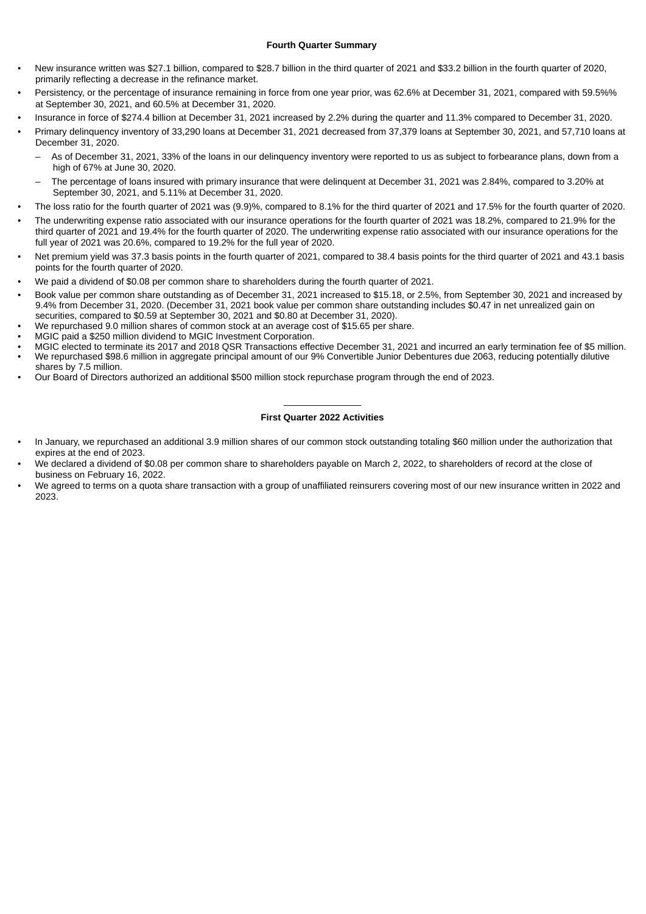## Fourth Quarter Summary

- New insurance written was $27.1 billion, compared to $28.7 billion in the third quarter of 2021 and $33.2 billion in the fourth quarter of 2020, primarily reflecting a decrease in the refinance market.
- Persistency, or the percentage of insurance remaining in force from one year prior, was 62.6% at December 31, 2021, compared with 59.5%% at September 30, 2021, and 60.5% at December 31, 2020.
- Insurance in force of $274.4 billion at December 31, 2021 increased by 2.2% during the quarter and 11.3% compared to December 31, 2020.
- Primary delinquency inventory of 33,290 loans at December 31, 2021 decreased from 37,379 loans at September 30, 2021, and 57,710 loans at December 31, 2020.
  - As of December 31, 2021, 33% of the loans in our delinquency inventory were reported to us as subject to forbearance plans, down from a high of 67% at June 30, 2020.
  - The percentage of loans insured with primary insurance that were delinquent at December 31, 2021 was 2.84%, compared to 3.20% at September 30, 2021, and 5.11% at December 31, 2020.
- The loss ratio for the fourth quarter of 2021 was (9.9)%, compared to 8.1% for the third quarter of 2021 and 17.5% for the fourth quarter of 2020.
- The underwriting expense ratio associated with our insurance operations for the fourth quarter of 2021 was 18.2%, compared to 21.9% for the third quarter of 2021 and 19.4% for the fourth quarter of 2020. The underwriting expense ratio associated with our insurance operations for the full year of 2021 was 20.6%, compared to 19.2% for the full year of 2020.
- Net premium yield was 37.3 basis points in the fourth quarter of 2021, compared to 38.4 basis points for the third quarter of 2021 and 43.1 basis points for the fourth quarter of 2020.
- We paid a dividend of $0.08 per common share to shareholders during the fourth quarter of 2021.
- Book value per common share outstanding as of December 31, 2021 increased to $15.18, or 2.5%, from September 30, 2021 and increased by 9.4% from December 31, 2020. (December 31, 2021 book value per common share outstanding includes $0.47 in net unrealized gain on securities, compared to $0.59 at September 30, 2021 and $0.80 at December 31, 2020).
- We repurchased 9.0 million shares of common stock at an average cost of $15.65 per share.
- MGIC paid a $250 million dividend to MGIC Investment Corporation.
- MGIC elected to terminate its 2017 and 2018 QSR Transactions effective December 31, 2021 and incurred an early termination fee of $5 million.
- We repurchased $98.6 million in aggregate principal amount of our 9% Convertible Junior Debentures due 2063, reducing potentially dilutive shares by 7.5 million.
- Our Board of Directors authorized an additional $500 million stock repurchase program through the end of 2023.

---

## First Quarter 2022 Activities

- In January, we repurchased an additional 3.9 million shares of our common stock outstanding totaling $60 million under the authorization that expires at the end of 2023.
- We declared a dividend of $0.08 per common share to shareholders payable on March 2, 2022, to shareholders of record at the close of business on February 16, 2022.
- We agreed to terms on a quota share transaction with a group of unaffiliated reinsurers covering most of our new insurance written in 2022 and 2023.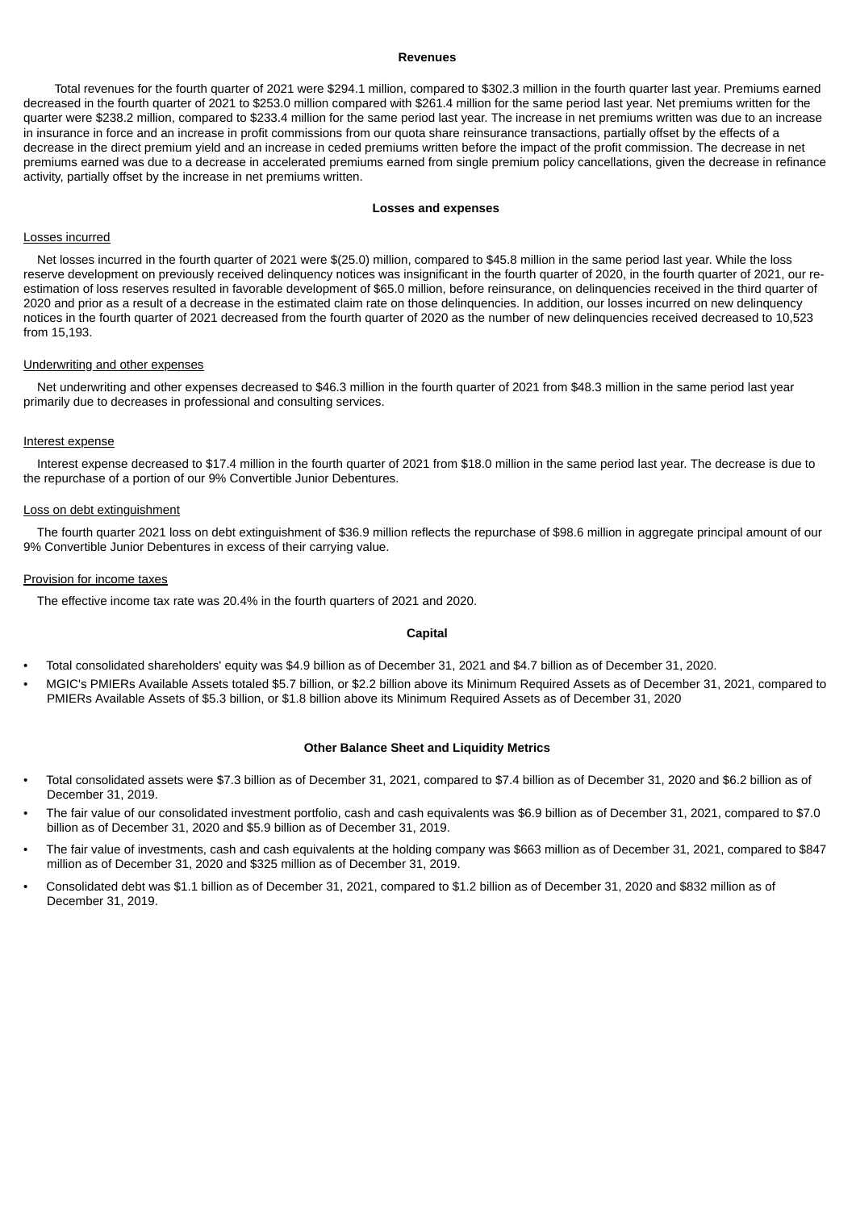## Revenues

Total revenues for the fourth quarter of 2021 were $294.1 million, compared to $302.3 million in the fourth quarter last year. Premiums earned decreased in the fourth quarter of 2021 to $253.0 million compared with $261.4 million for the same period last year. Net premiums written for the quarter were $238.2 million, compared to $233.4 million for the same period last year. The increase in net premiums written was due to an increase in insurance in force and an increase in profit commissions from our quota share reinsurance transactions, partially offset by the effects of a decrease in the direct premium yield and an increase in ceded premiums written before the impact of the profit commission. The decrease in net premiums earned was due to a decrease in accelerated premiums earned from single premium policy cancellations, given the decrease in refinance activity, partially offset by the increase in net premiums written.

## Losses and expenses

Losses incurred

Net losses incurred in the fourth quarter of 2021 were $(25.0) million, compared to $45.8 million in the same period last year. While the loss reserve development on previously received delinquency notices was insignificant in the fourth quarter of 2020, in the fourth quarter of 2021, our re-estimation of loss reserves resulted in favorable development of $65.0 million, before reinsurance, on delinquencies received in the third quarter of 2020 and prior as a result of a decrease in the estimated claim rate on those delinquencies. In addition, our losses incurred on new delinquency notices in the fourth quarter of 2021 decreased from the fourth quarter of 2020 as the number of new delinquencies received decreased to 10,523 from 15,193.

Underwriting and other expenses

Net underwriting and other expenses decreased to $46.3 million in the fourth quarter of 2021 from $48.3 million in the same period last year primarily due to decreases in professional and consulting services.

Interest expense

Interest expense decreased to $17.4 million in the fourth quarter of 2021 from $18.0 million in the same period last year. The decrease is due to the repurchase of a portion of our 9% Convertible Junior Debentures.

Loss on debt extinguishment

The fourth quarter 2021 loss on debt extinguishment of $36.9 million reflects the repurchase of $98.6 million in aggregate principal amount of our 9% Convertible Junior Debentures in excess of their carrying value.

Provision for income taxes

The effective income tax rate was 20.4% in the fourth quarters of 2021 and 2020.

## Capital

- Total consolidated shareholders' equity was $4.9 billion as of December 31, 2021 and $4.7 billion as of December 31, 2020.
- MGIC's PMIERs Available Assets totaled $5.7 billion, or $2.2 billion above its Minimum Required Assets as of December 31, 2021, compared to PMIERs Available Assets of $5.3 billion, or $1.8 billion above its Minimum Required Assets as of December 31, 2020

## Other Balance Sheet and Liquidity Metrics

- Total consolidated assets were $7.3 billion as of December 31, 2021, compared to $7.4 billion as of December 31, 2020 and $6.2 billion as of December 31, 2019.
- The fair value of our consolidated investment portfolio, cash and cash equivalents was $6.9 billion as of December 31, 2021, compared to $7.0 billion as of December 31, 2020 and $5.9 billion as of December 31, 2019.
- The fair value of investments, cash and cash equivalents at the holding company was $663 million as of December 31, 2021, compared to $847 million as of December 31, 2020 and $325 million as of December 31, 2019.
- Consolidated debt was $1.1 billion as of December 31, 2021, compared to $1.2 billion as of December 31, 2020 and $832 million as of December 31, 2019.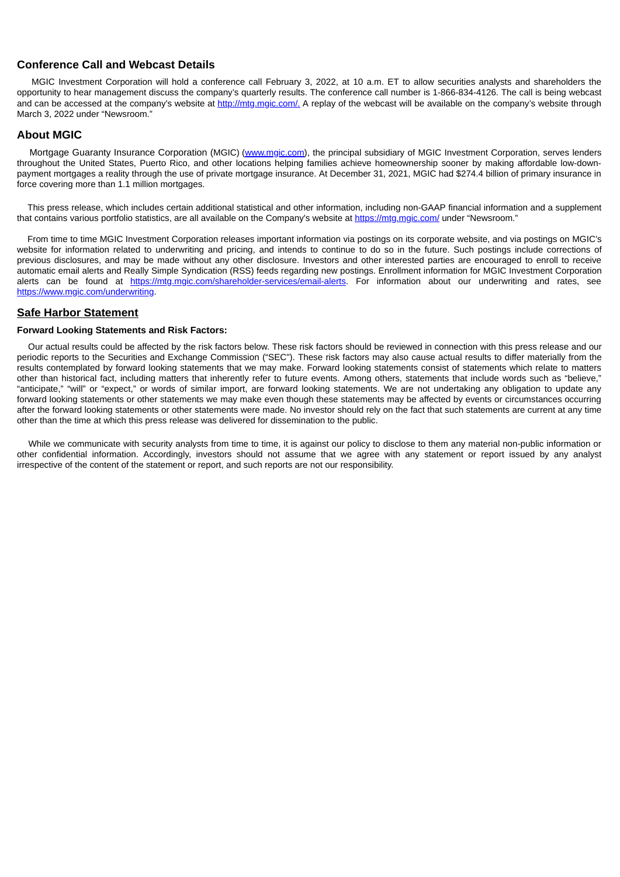## Conference Call and Webcast Details

MGIC Investment Corporation will hold a conference call February 3, 2022, at 10 a.m. ET to allow securities analysts and shareholders the opportunity to hear management discuss the company's quarterly results. The conference call number is 1-866-834-4126. The call is being webcast and can be accessed at the company's website at http://mtg.mgic.com/. A replay of the webcast will be available on the company's website through March 3, 2022 under "Newsroom."

## About MGIC

Mortgage Guaranty Insurance Corporation (MGIC) (www.mgic.com), the principal subsidiary of MGIC Investment Corporation, serves lenders throughout the United States, Puerto Rico, and other locations helping families achieve homeownership sooner by making affordable low-down-payment mortgages a reality through the use of private mortgage insurance. At December 31, 2021, MGIC had $274.4 billion of primary insurance in force covering more than 1.1 million mortgages.

This press release, which includes certain additional statistical and other information, including non-GAAP financial information and a supplement that contains various portfolio statistics, are all available on the Company's website at https://mtg.mgic.com/ under "Newsroom."

From time to time MGIC Investment Corporation releases important information via postings on its corporate website, and via postings on MGIC's website for information related to underwriting and pricing, and intends to continue to do so in the future. Such postings include corrections of previous disclosures, and may be made without any other disclosure. Investors and other interested parties are encouraged to enroll to receive automatic email alerts and Really Simple Syndication (RSS) feeds regarding new postings. Enrollment information for MGIC Investment Corporation alerts can be found at https://mtg.mgic.com/shareholder-services/email-alerts. For information about our underwriting and rates, see https://www.mgic.com/underwriting.

## Safe Harbor Statement

### Forward Looking Statements and Risk Factors:

Our actual results could be affected by the risk factors below. These risk factors should be reviewed in connection with this press release and our periodic reports to the Securities and Exchange Commission ("SEC"). These risk factors may also cause actual results to differ materially from the results contemplated by forward looking statements that we may make. Forward looking statements consist of statements which relate to matters other than historical fact, including matters that inherently refer to future events. Among others, statements that include words such as "believe," "anticipate," "will" or "expect," or words of similar import, are forward looking statements. We are not undertaking any obligation to update any forward looking statements or other statements we may make even though these statements may be affected by events or circumstances occurring after the forward looking statements or other statements were made. No investor should rely on the fact that such statements are current at any time other than the time at which this press release was delivered for dissemination to the public.

While we communicate with security analysts from time to time, it is against our policy to disclose to them any material non-public information or other confidential information. Accordingly, investors should not assume that we agree with any statement or report issued by any analyst irrespective of the content of the statement or report, and such reports are not our responsibility.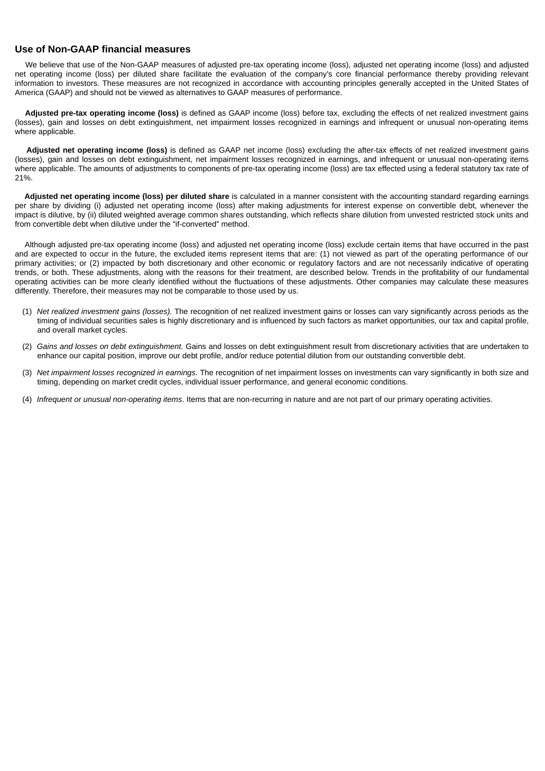## Use of Non-GAAP financial measures

We believe that use of the Non-GAAP measures of adjusted pre-tax operating income (loss), adjusted net operating income (loss) and adjusted net operating income (loss) per diluted share facilitate the evaluation of the company's core financial performance thereby providing relevant information to investors. These measures are not recognized in accordance with accounting principles generally accepted in the United States of America (GAAP) and should not be viewed as alternatives to GAAP measures of performance.

**Adjusted pre-tax operating income (loss)** is defined as GAAP income (loss) before tax, excluding the effects of net realized investment gains (losses), gain and losses on debt extinguishment, net impairment losses recognized in earnings and infrequent or unusual non-operating items where applicable.

**Adjusted net operating income (loss)** is defined as GAAP net income (loss) excluding the after-tax effects of net realized investment gains (losses), gain and losses on debt extinguishment, net impairment losses recognized in earnings, and infrequent or unusual non-operating items where applicable. The amounts of adjustments to components of pre-tax operating income (loss) are tax effected using a federal statutory tax rate of 21%.

**Adjusted net operating income (loss) per diluted share** is calculated in a manner consistent with the accounting standard regarding earnings per share by dividing (i) adjusted net operating income (loss) after making adjustments for interest expense on convertible debt, whenever the impact is dilutive, by (ii) diluted weighted average common shares outstanding, which reflects share dilution from unvested restricted stock units and from convertible debt when dilutive under the "if-converted" method.

Although adjusted pre-tax operating income (loss) and adjusted net operating income (loss) exclude certain items that have occurred in the past and are expected to occur in the future, the excluded items represent items that are: (1) not viewed as part of the operating performance of our primary activities; or (2) impacted by both discretionary and other economic or regulatory factors and are not necessarily indicative of operating trends, or both. These adjustments, along with the reasons for their treatment, are described below. Trends in the profitability of our fundamental operating activities can be more clearly identified without the fluctuations of these adjustments. Other companies may calculate these measures differently. Therefore, their measures may not be comparable to those used by us.

(1) *Net realized investment gains (losses).* The recognition of net realized investment gains or losses can vary significantly across periods as the timing of individual securities sales is highly discretionary and is influenced by such factors as market opportunities, our tax and capital profile, and overall market cycles.

(2) *Gains and losses on debt extinguishment.* Gains and losses on debt extinguishment result from discretionary activities that are undertaken to enhance our capital position, improve our debt profile, and/or reduce potential dilution from our outstanding convertible debt.

(3) *Net impairment losses recognized in earnings.* The recognition of net impairment losses on investments can vary significantly in both size and timing, depending on market credit cycles, individual issuer performance, and general economic conditions.

(4) *Infrequent or unusual non-operating items*. Items that are non-recurring in nature and are not part of our primary operating activities.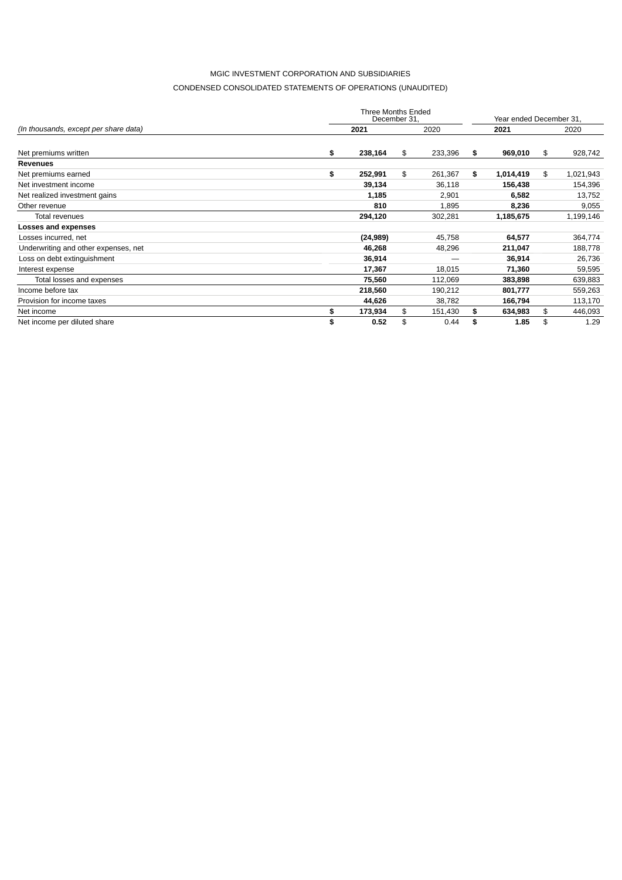MGIC INVESTMENT CORPORATION AND SUBSIDIARIES

CONDENSED CONSOLIDATED STATEMENTS OF OPERATIONS (UNAUDITED)

| *(In thousands, except per share data)* | Three Months Ended December 31, | | Year ended December 31, | |
|---|---|---|---|---|
| | **2021** | 2020 | **2021** | 2020 |
| Net premiums written | **$ 238,164** | $ 233,396 | **$ 969,010** | $ 928,742 |
| **Revenues** | | | | |
| Net premiums earned | **$ 252,991** | $ 261,367 | **$ 1,014,419** | $ 1,021,943 |
| Net investment income | **39,134** | 36,118 | **156,438** | 154,396 |
| Net realized investment gains | **1,185** | 2,901 | **6,582** | 13,752 |
| Other revenue | **810** | 1,895 | **8,236** | 9,055 |
| Total revenues | **294,120** | 302,281 | **1,185,675** | 1,199,146 |
| **Losses and expenses** | | | | |
| Losses incurred, net | **(24,989)** | 45,758 | **64,577** | 364,774 |
| Underwriting and other expenses, net | **46,268** | 48,296 | **211,047** | 188,778 |
| Loss on debt extinguishment | **36,914** | — | **36,914** | 26,736 |
| Interest expense | **17,367** | 18,015 | **71,360** | 59,595 |
| Total losses and expenses | **75,560** | 112,069 | **383,898** | 639,883 |
| Income before tax | **218,560** | 190,212 | **801,777** | 559,263 |
| Provision for income taxes | **44,626** | 38,782 | **166,794** | 113,170 |
| Net income | **$ 173,934** | $ 151,430 | **$ 634,983** | $ 446,093 |
| Net income per diluted share | **$ 0.52** | $ 0.44 | **$ 1.85** | $ 1.29 |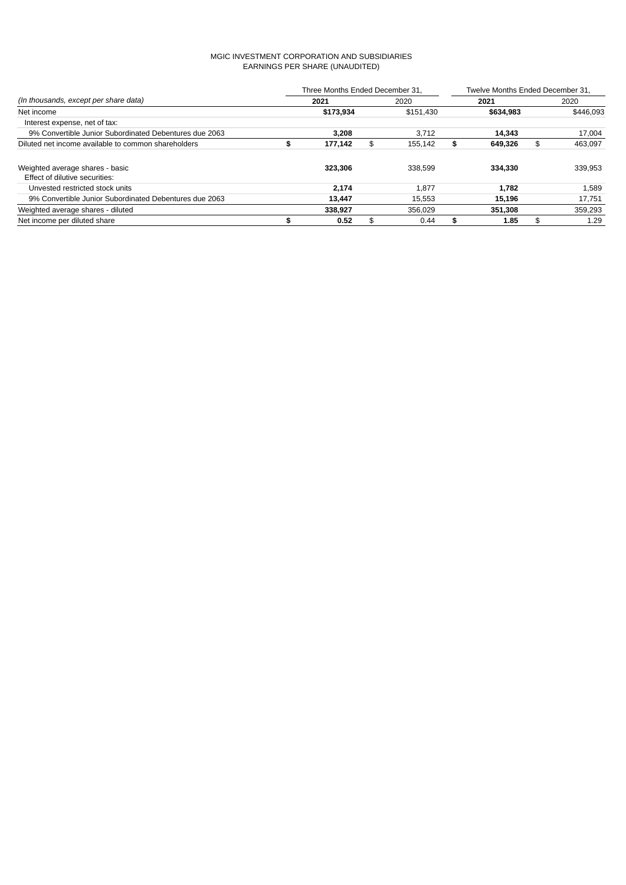MGIC INVESTMENT CORPORATION AND SUBSIDIARIES
EARNINGS PER SHARE (UNAUDITED)

| *(In thousands, except per share data)* | Three Months Ended December 31, 2021 | Three Months Ended December 31, 2020 | Twelve Months Ended December 31, 2021 | Twelve Months Ended December 31, 2020 |
|---|---|---|---|---|
| Net income | **$173,934** | $151,430 | **$634,983** | $446,093 |
| Interest expense, net of tax: | | | | |
| 9% Convertible Junior Subordinated Debentures due 2063 | **3,208** | 3,712 | **14,343** | 17,004 |
| Diluted net income available to common shareholders | **$ 177,142** | $ 155,142 | **$ 649,326** | $ 463,097 |
| Weighted average shares - basic | **323,306** | 338,599 | **334,330** | 339,953 |
| Effect of dilutive securities: | | | | |
| Unvested restricted stock units | **2,174** | 1,877 | **1,782** | 1,589 |
| 9% Convertible Junior Subordinated Debentures due 2063 | **13,447** | 15,553 | **15,196** | 17,751 |
| Weighted average shares - diluted | **338,927** | 356,029 | **351,308** | 359,293 |
| Net income per diluted share | **$ 0.52** | $ 0.44 | **$ 1.85** | $ 1.29 |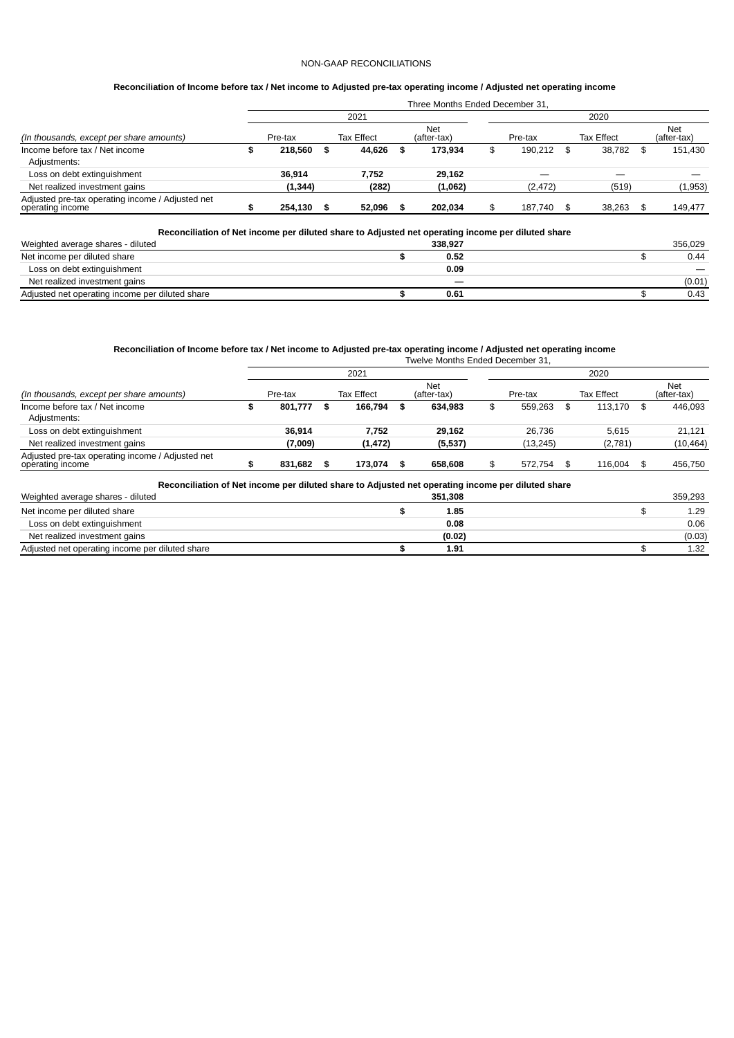NON-GAAP RECONCILIATIONS

**Reconciliation of Income before tax / Net income to Adjusted pre-tax operating income / Adjusted net operating income**

| | Three Months Ended December 31, | | | | | |
|---|---|---|---|---|---|---|
| | 2021 | | | 2020 | | |
| *(In thousands, except per share amounts)* | Pre-tax | Tax Effect | Net (after-tax) | Pre-tax | Tax Effect | Net (after-tax) |
| Income before tax / Net income | **$ 218,560** | **$ 44,626** | **$ 173,934** | $ 190,212 | $ 38,782 | $ 151,430 |
| Adjustments: | | | | | | |
| Loss on debt extinguishment | **36,914** | **7,752** | **29,162** | — | — | — |
| Net realized investment gains | **(1,344)** | **(282)** | **(1,062)** | (2,472) | (519) | (1,953) |
| Adjusted pre-tax operating income / Adjusted net operating income | **$ 254,130** | **$ 52,096** | **$ 202,034** | $ 187,740 | $ 38,263 | $ 149,477 |

**Reconciliation of Net income per diluted share to Adjusted net operating income per diluted share**

| | 2021 | 2020 |
|---|---|---|
| Weighted average shares - diluted | **338,927** | 356,029 |
| Net income per diluted share | **$ 0.52** | $ 0.44 |
| Loss on debt extinguishment | **0.09** | — |
| Net realized investment gains | **—** | (0.01) |
| Adjusted net operating income per diluted share | **$ 0.61** | $ 0.43 |

**Reconciliation of Income before tax / Net income to Adjusted pre-tax operating income / Adjusted net operating income**

| | Twelve Months Ended December 31, | | | | | |
|---|---|---|---|---|---|---|
| | 2021 | | | 2020 | | |
| *(In thousands, except per share amounts)* | Pre-tax | Tax Effect | Net (after-tax) | Pre-tax | Tax Effect | Net (after-tax) |
| Income before tax / Net income | **$ 801,777** | **$ 166,794** | **$ 634,983** | $ 559,263 | $ 113,170 | $ 446,093 |
| Adjustments: | | | | | | |
| Loss on debt extinguishment | **36,914** | **7,752** | **29,162** | 26,736 | 5,615 | 21,121 |
| Net realized investment gains | **(7,009)** | **(1,472)** | **(5,537)** | (13,245) | (2,781) | (10,464) |
| Adjusted pre-tax operating income / Adjusted net operating income | **$ 831,682** | **$ 173,074** | **$ 658,608** | $ 572,754 | $ 116,004 | $ 456,750 |

**Reconciliation of Net income per diluted share to Adjusted net operating income per diluted share**

| | 2021 | 2020 |
|---|---|---|
| Weighted average shares - diluted | **351,308** | 359,293 |
| Net income per diluted share | **$ 1.85** | $ 1.29 |
| Loss on debt extinguishment | **0.08** | 0.06 |
| Net realized investment gains | **(0.02)** | (0.03) |
| Adjusted net operating income per diluted share | **$ 1.91** | $ 1.32 |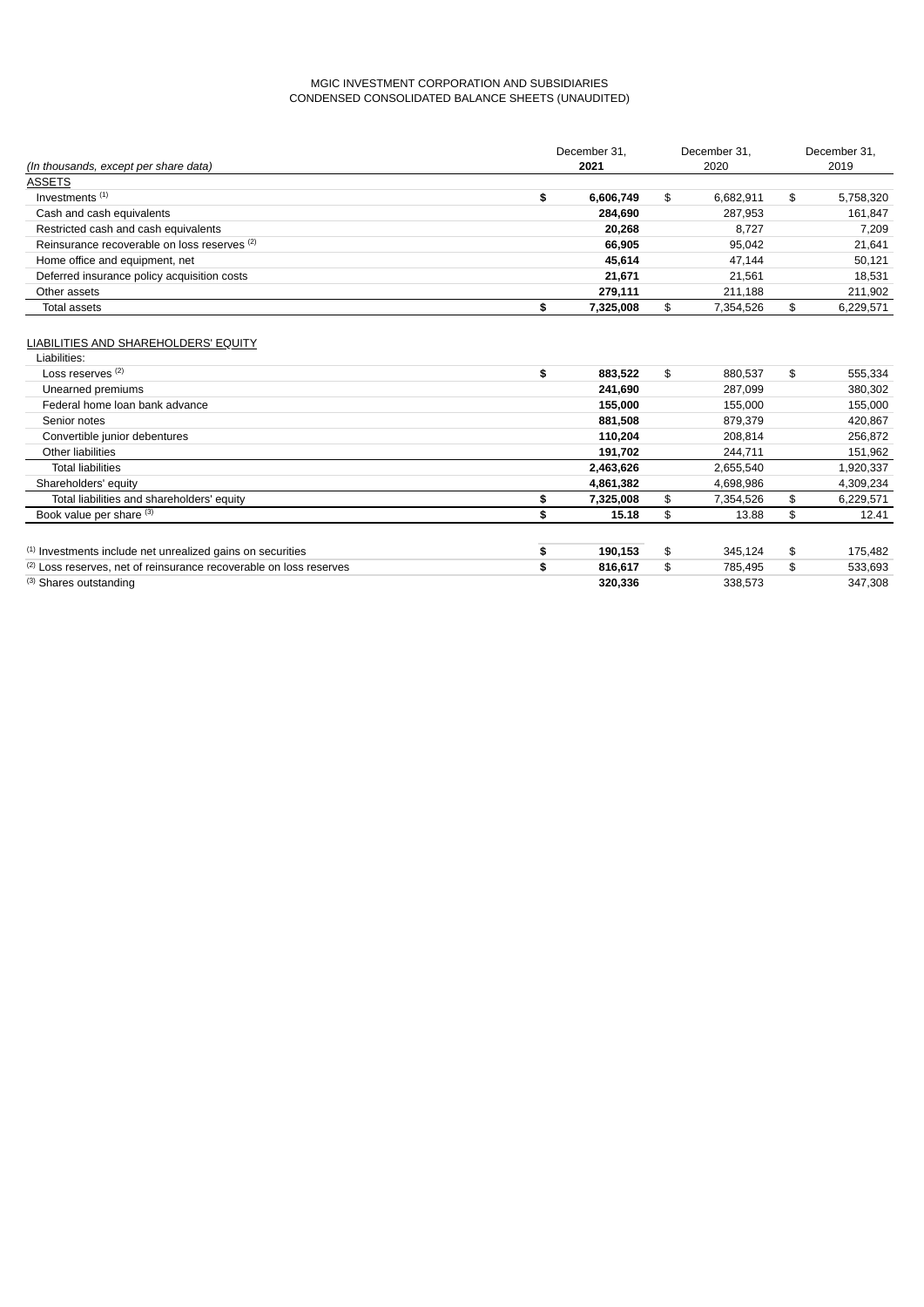MGIC INVESTMENT CORPORATION AND SUBSIDIARIES
CONDENSED CONSOLIDATED BALANCE SHEETS (UNAUDITED)

| *(In thousands, except per share data)* | December 31, **2021** | December 31, 2020 | December 31, 2019 |
|---|---|---|---|
| ASSETS | | | |
| Investments [1] | **$ 6,606,749** | $ 6,682,911 | $ 5,758,320 |
| Cash and cash equivalents | **284,690** | 287,953 | 161,847 |
| Restricted cash and cash equivalents | **20,268** | 8,727 | 7,209 |
| Reinsurance recoverable on loss reserves [2] | **66,905** | 95,042 | 21,641 |
| Home office and equipment, net | **45,614** | 47,144 | 50,121 |
| Deferred insurance policy acquisition costs | **21,671** | 21,561 | 18,531 |
| Other assets | **279,111** | 211,188 | 211,902 |
| Total assets | **$ 7,325,008** | $ 7,354,526 | $ 6,229,571 |
| | | | |
| LIABILITIES AND SHAREHOLDERS' EQUITY | | | |
| Liabilities: | | | |
| Loss reserves [2] | **$ 883,522** | $ 880,537 | $ 555,334 |
| Unearned premiums | **241,690** | 287,099 | 380,302 |
| Federal home loan bank advance | **155,000** | 155,000 | 155,000 |
| Senior notes | **881,508** | 879,379 | 420,867 |
| Convertible junior debentures | **110,204** | 208,814 | 256,872 |
| Other liabilities | **191,702** | 244,711 | 151,962 |
| Total liabilities | **2,463,626** | 2,655,540 | 1,920,337 |
| Shareholders' equity | **4,861,382** | 4,698,986 | 4,309,234 |
| Total liabilities and shareholders' equity | **$ 7,325,008** | $ 7,354,526 | $ 6,229,571 |
| Book value per share [3] | **$ 15.18** | $ 13.88 | $ 12.41 |
| | | | |
| [1] Investments include net unrealized gains on securities | **$ 190,153** | $ 345,124 | $ 175,482 |
| [2] Loss reserves, net of reinsurance recoverable on loss reserves | **$ 816,617** | $ 785,495 | $ 533,693 |
| [3] Shares outstanding | **320,336** | 338,573 | 347,308 |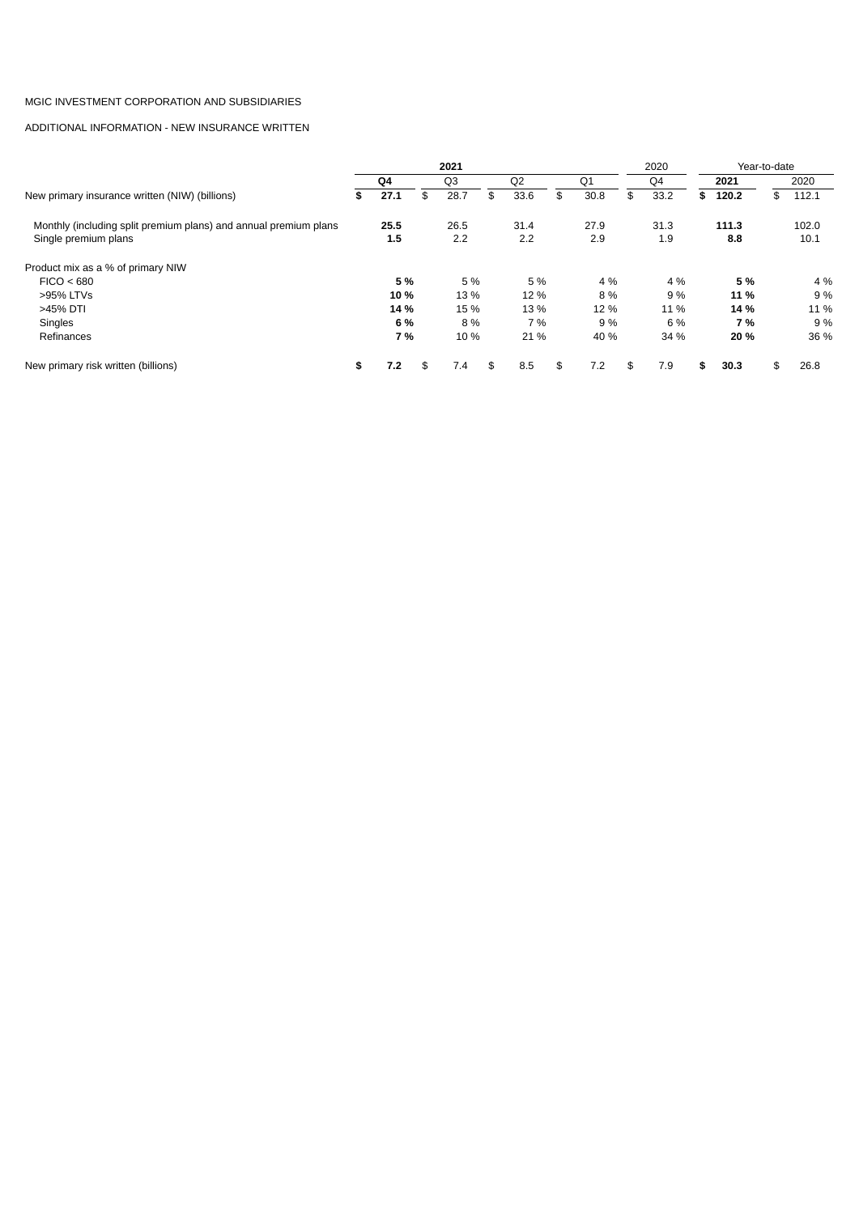MGIC INVESTMENT CORPORATION AND SUBSIDIARIES

ADDITIONAL INFORMATION - NEW INSURANCE WRITTEN

| | 2021 | | | | 2020 | Year-to-date | |
|---|---|---|---|---|---|---|---|
| | **Q4** | Q3 | Q2 | Q1 | Q4 | **2021** | 2020 |
| New primary insurance written (NIW) (billions) | **$ 27.1** | $ 28.7 | $ 33.6 | $ 30.8 | $ 33.2 | **$ 120.2** | $ 112.1 |
| Monthly (including split premium plans) and annual premium plans | **25.5** | 26.5 | 31.4 | 27.9 | 31.3 | **111.3** | 102.0 |
| Single premium plans | **1.5** | 2.2 | 2.2 | 2.9 | 1.9 | **8.8** | 10.1 |
| Product mix as a % of primary NIW | | | | | | | |
| FICO < 680 | **5 %** | 5 % | 5 % | 4 % | 4 % | **5 %** | 4 % |
| >95% LTVs | **10 %** | 13 % | 12 % | 8 % | 9 % | **11 %** | 9 % |
| >45% DTI | **14 %** | 15 % | 13 % | 12 % | 11 % | **14 %** | 11 % |
| Singles | **6 %** | 8 % | 7 % | 9 % | 6 % | **7 %** | 9 % |
| Refinances | **7 %** | 10 % | 21 % | 40 % | 34 % | **20 %** | 36 % |
| New primary risk written (billions) | **$ 7.2** | $ 7.4 | $ 8.5 | $ 7.2 | $ 7.9 | **$ 30.3** | $ 26.8 |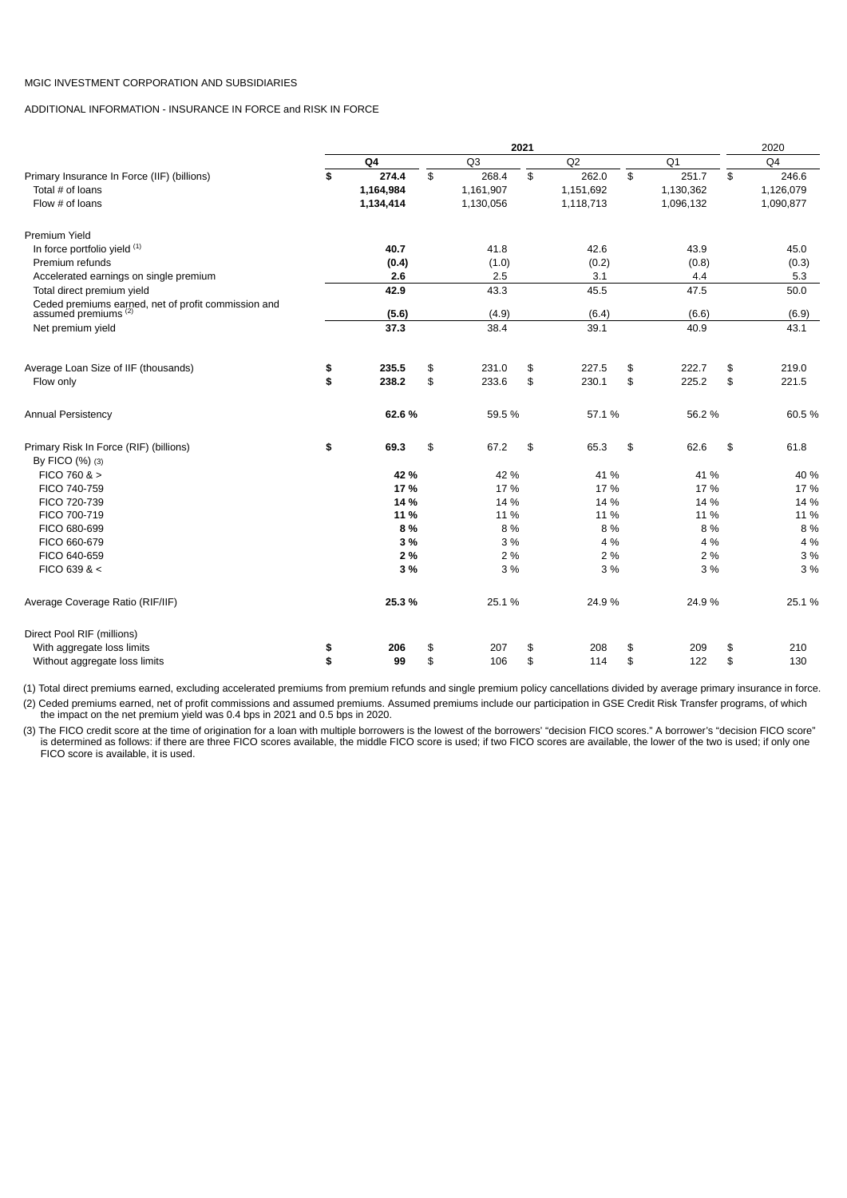MGIC INVESTMENT CORPORATION AND SUBSIDIARIES

ADDITIONAL INFORMATION - INSURANCE IN FORCE and RISK IN FORCE

| | 2021 | | | | 2020 |
|---|---|---|---|---|---|
| | **Q4** | Q3 | Q2 | Q1 | Q4 |
| Primary Insurance In Force (IIF) (billions) | **$ 274.4** | $ 268.4 | $ 262.0 | $ 251.7 | $ 246.6 |
| Total # of loans | **1,164,984** | 1,161,907 | 1,151,692 | 1,130,362 | 1,126,079 |
| Flow # of loans | **1,134,414** | 1,130,056 | 1,118,713 | 1,096,132 | 1,090,877 |
| | | | | | |
| Premium Yield | | | | | |
| In force portfolio yield [(1)] | **40.7** | 41.8 | 42.6 | 43.9 | 45.0 |
| Premium refunds | **(0.4)** | (1.0) | (0.2) | (0.8) | (0.3) |
| Accelerated earnings on single premium | **2.6** | 2.5 | 3.1 | 4.4 | 5.3 |
| Total direct premium yield | **42.9** | 43.3 | 45.5 | 47.5 | 50.0 |
| Ceded premiums earned, net of profit commission and assumed premiums [(2)] | **(5.6)** | (4.9) | (6.4) | (6.6) | (6.9) |
| Net premium yield | **37.3** | 38.4 | 39.1 | 40.9 | 43.1 |
| | | | | | |
| Average Loan Size of IIF (thousands) | **$ 235.5** | $ 231.0 | $ 227.5 | $ 222.7 | $ 219.0 |
| Flow only | **$ 238.2** | $ 233.6 | $ 230.1 | $ 225.2 | $ 221.5 |
| | | | | | |
| Annual Persistency | **62.6 %** | 59.5 % | 57.1 % | 56.2 % | 60.5 % |
| | | | | | |
| Primary Risk In Force (RIF) (billions) | **$ 69.3** | $ 67.2 | $ 65.3 | $ 62.6 | $ 61.8 |
| By FICO (%) [(3)] | | | | | |
| FICO 760 & > | **42 %** | 42 % | 41 % | 41 % | 40 % |
| FICO 740-759 | **17 %** | 17 % | 17 % | 17 % | 17 % |
| FICO 720-739 | **14 %** | 14 % | 14 % | 14 % | 14 % |
| FICO 700-719 | **11 %** | 11 % | 11 % | 11 % | 11 % |
| FICO 680-699 | **8 %** | 8 % | 8 % | 8 % | 8 % |
| FICO 660-679 | **3 %** | 3 % | 4 % | 4 % | 4 % |
| FICO 640-659 | **2 %** | 2 % | 2 % | 2 % | 3 % |
| FICO 639 & < | **3 %** | 3 % | 3 % | 3 % | 3 % |
| | | | | | |
| Average Coverage Ratio (RIF/IIF) | **25.3 %** | 25.1 % | 24.9 % | 24.9 % | 25.1 % |
| | | | | | |
| Direct Pool RIF (millions) | | | | | |
| With aggregate loss limits | **$ 206** | $ 207 | $ 208 | $ 209 | $ 210 |
| Without aggregate loss limits | **$ 99** | $ 106 | $ 114 | $ 122 | $ 130 |

(1) Total direct premiums earned, excluding accelerated premiums from premium refunds and single premium policy cancellations divided by average primary insurance in force.

(2) Ceded premiums earned, net of profit commissions and assumed premiums. Assumed premiums include our participation in GSE Credit Risk Transfer programs, of which the impact on the net premium yield was 0.4 bps in 2021 and 0.5 bps in 2020.

(3) The FICO credit score at the time of origination for a loan with multiple borrowers is the lowest of the borrowers' "decision FICO scores." A borrower's "decision FICO score" is determined as follows: if there are three FICO scores available, the middle FICO score is used; if two FICO scores are available, the lower of the two is used; if only one FICO score is available, it is used.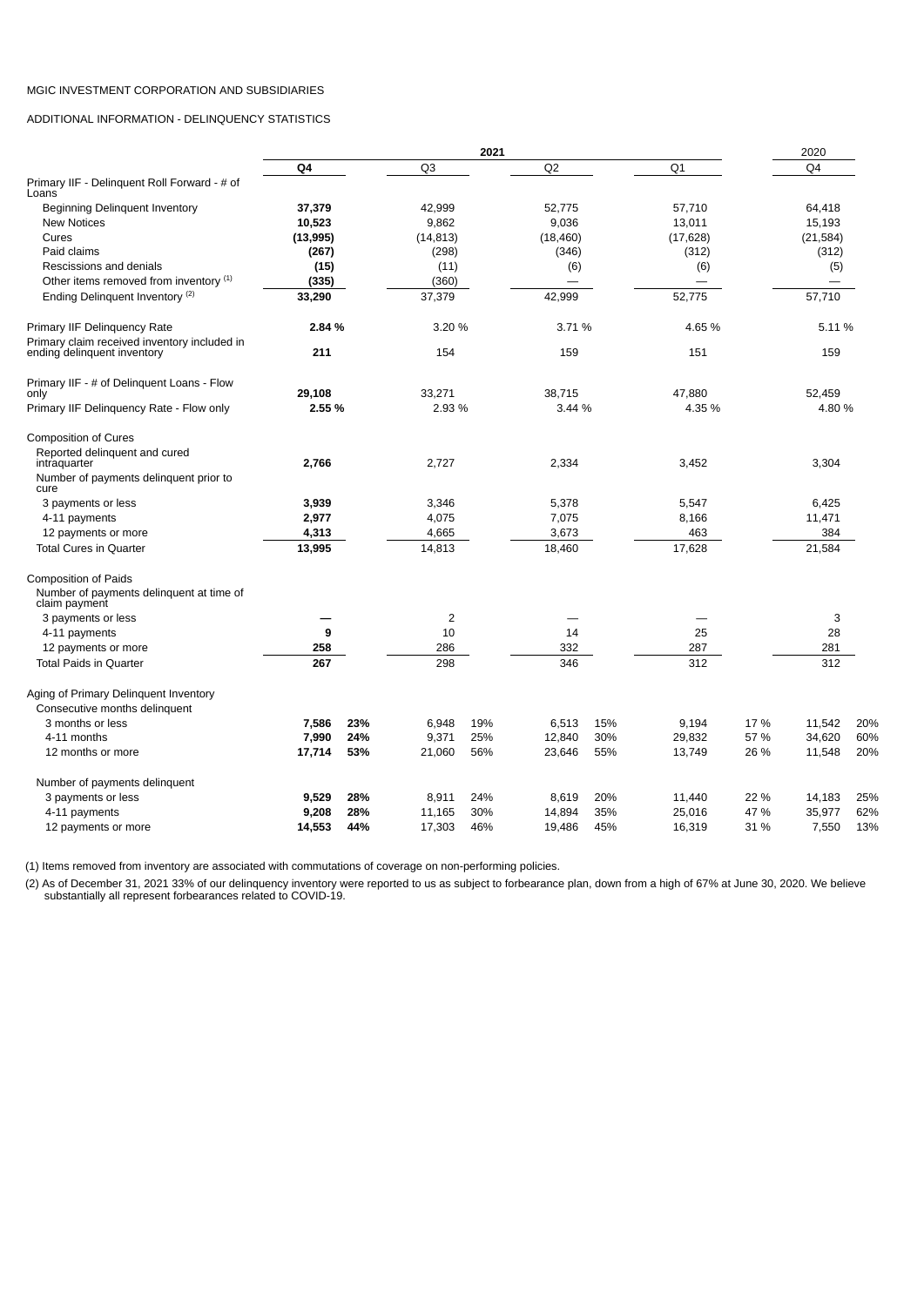MGIC INVESTMENT CORPORATION AND SUBSIDIARIES

ADDITIONAL INFORMATION - DELINQUENCY STATISTICS

| | 2021 | | | | | | | | 2020 | |
|---|---|---|---|---|---|---|---|---|---|---|
| | **Q4** | | Q3 | | Q2 | | Q1 | | Q4 | |
| Primary IIF - Delinquent Roll Forward - # of Loans | | | | | | | | | | |
| Beginning Delinquent Inventory | **37,379** | | 42,999 | | 52,775 | | 57,710 | | 64,418 | |
| New Notices | **10,523** | | 9,862 | | 9,036 | | 13,011 | | 15,193 | |
| Cures | **(13,995)** | | (14,813) | | (18,460) | | (17,628) | | (21,584) | |
| Paid claims | **(267)** | | (298) | | (346) | | (312) | | (312) | |
| Rescissions and denials | **(15)** | | (11) | | (6) | | (6) | | (5) | |
| Other items removed from inventory [(1)] | **(335)** | | (360) | | — | | — | | — | |
| Ending Delinquent Inventory [(2)] | **33,290** | | 37,379 | | 42,999 | | 52,775 | | 57,710 | |
| Primary IIF Delinquency Rate | **2.84 %** | | 3.20 % | | 3.71 % | | 4.65 % | | 5.11 % | |
| Primary claim received inventory included in ending delinquent inventory | **211** | | 154 | | 159 | | 151 | | 159 | |
| Primary IIF - # of Delinquent Loans - Flow only | **29,108** | | 33,271 | | 38,715 | | 47,880 | | 52,459 | |
| Primary IIF Delinquency Rate - Flow only | **2.55 %** | | 2.93 % | | 3.44 % | | 4.35 % | | 4.80 % | |
| Composition of Cures | | | | | | | | | | |
| Reported delinquent and cured intraquarter | **2,766** | | 2,727 | | 2,334 | | 3,452 | | 3,304 | |
| Number of payments delinquent prior to cure | | | | | | | | | | |
| 3 payments or less | **3,939** | | 3,346 | | 5,378 | | 5,547 | | 6,425 | |
| 4-11 payments | **2,977** | | 4,075 | | 7,075 | | 8,166 | | 11,471 | |
| 12 payments or more | **4,313** | | 4,665 | | 3,673 | | 463 | | 384 | |
| Total Cures in Quarter | **13,995** | | 14,813 | | 18,460 | | 17,628 | | 21,584 | |
| Composition of Paids | | | | | | | | | | |
| Number of payments delinquent at time of claim payment | | | | | | | | | | |
| 3 payments or less | **—** | | 2 | | — | | — | | 3 | |
| 4-11 payments | **9** | | 10 | | 14 | | 25 | | 28 | |
| 12 payments or more | **258** | | 286 | | 332 | | 287 | | 281 | |
| Total Paids in Quarter | **267** | | 298 | | 346 | | 312 | | 312 | |
| Aging of Primary Delinquent Inventory | | | | | | | | | | |
| Consecutive months delinquent | | | | | | | | | | |
| 3 months or less | **7,586** | **23%** | 6,948 | 19% | 6,513 | 15% | 9,194 | 17 % | 11,542 | 20% |
| 4-11 months | **7,990** | **24%** | 9,371 | 25% | 12,840 | 30% | 29,832 | 57 % | 34,620 | 60% |
| 12 months or more | **17,714** | **53%** | 21,060 | 56% | 23,646 | 55% | 13,749 | 26 % | 11,548 | 20% |
| Number of payments delinquent | | | | | | | | | | |
| 3 payments or less | **9,529** | **28%** | 8,911 | 24% | 8,619 | 20% | 11,440 | 22 % | 14,183 | 25% |
| 4-11 payments | **9,208** | **28%** | 11,165 | 30% | 14,894 | 35% | 25,016 | 47 % | 35,977 | 62% |
| 12 payments or more | **14,553** | **44%** | 17,303 | 46% | 19,486 | 45% | 16,319 | 31 % | 7,550 | 13% |

(1) Items removed from inventory are associated with commutations of coverage on non-performing policies.

(2) As of December 31, 2021 33% of our delinquency inventory were reported to us as subject to forbearance plan, down from a high of 67% at June 30, 2020. We believe substantially all represent forbearances related to COVID-19.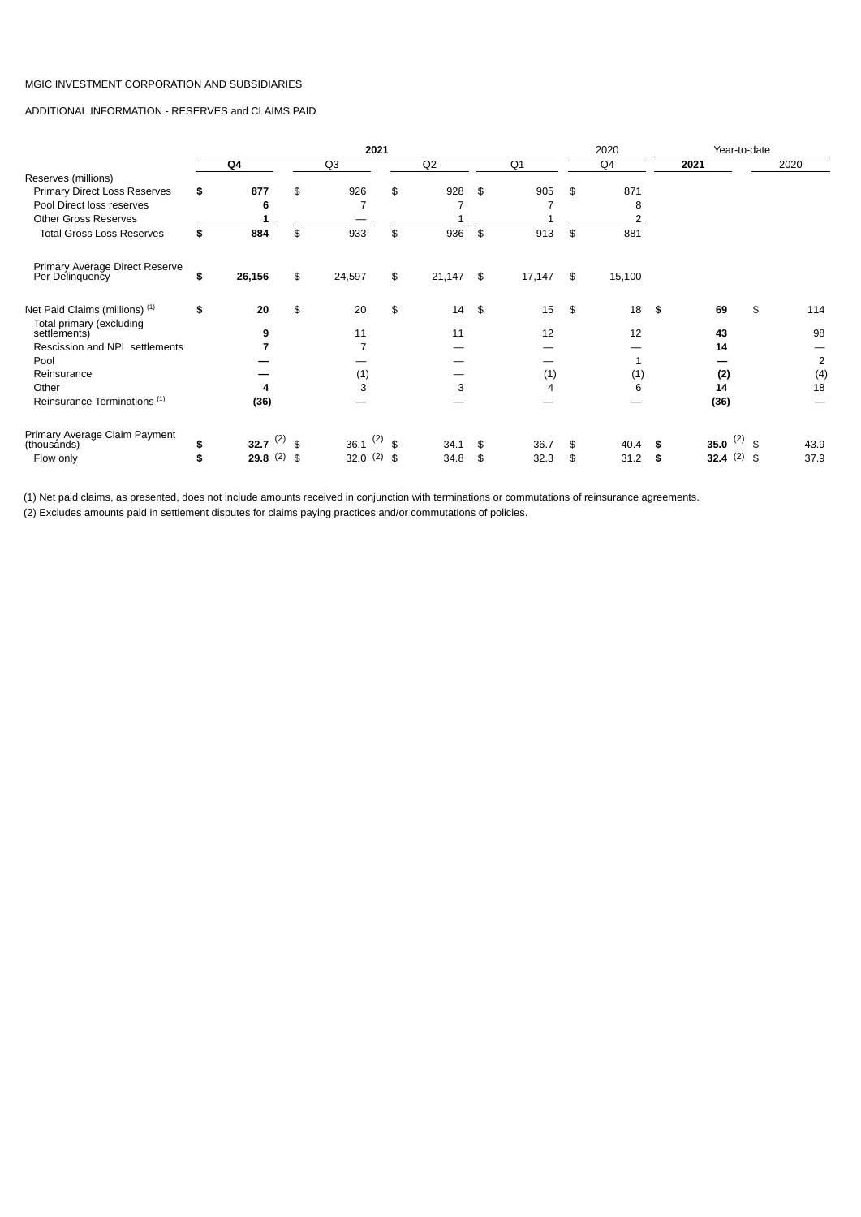MGIC INVESTMENT CORPORATION AND SUBSIDIARIES

ADDITIONAL INFORMATION - RESERVES and CLAIMS PAID

| | 2021 | | | | 2020 | Year-to-date | |
|---|---|---|---|---|---|---|---|
| | **Q4** | Q3 | Q2 | Q1 | Q4 | **2021** | 2020 |
| Reserves (millions) | | | | | | | |
| Primary Direct Loss Reserves | **$ 877** | $ 926 | $ 928 | $ 905 | $ 871 | | |
| Pool Direct loss reserves | **6** | 7 | 7 | 7 | 8 | | |
| Other Gross Reserves | **1** | — | 1 | 1 | 2 | | |
| Total Gross Loss Reserves | **$ 884** | $ 933 | $ 936 | $ 913 | $ 881 | | |
| Primary Average Direct Reserve Per Delinquency | **$ 26,156** | $ 24,597 | $ 21,147 | $ 17,147 | $ 15,100 | | |
| Net Paid Claims (millions) [(1)] | **$ 20** | $ 20 | $ 14 | $ 15 | $ 18 | **$ 69** | $ 114 |
| Total primary (excluding settlements) | **9** | 11 | 11 | 12 | 12 | **43** | 98 |
| Rescission and NPL settlements | **7** | 7 | — | — | — | **14** | — |
| Pool | **—** | — | — | — | 1 | **—** | 2 |
| Reinsurance | **—** | (1) | — | (1) | (1) | **(2)** | (4) |
| Other | **4** | 3 | 3 | 4 | 6 | **14** | 18 |
| Reinsurance Terminations [(1)] | **(36)** | — | — | — | — | **(36)** | — |
| Primary Average Claim Payment (thousands) | **$ 32.7** [(2)] | $ 36.1 [(2)] | $ 34.1 | $ 36.7 | $ 40.4 | **$ 35.0** [(2)] | $ 43.9 |
| Flow only | **$ 29.8** [(2)] | $ 32.0 [(2)] | $ 34.8 | $ 32.3 | $ 31.2 | **$ 32.4** [(2)] | $ 37.9 |

(1) Net paid claims, as presented, does not include amounts received in conjunction with terminations or commutations of reinsurance agreements.

(2) Excludes amounts paid in settlement disputes for claims paying practices and/or commutations of policies.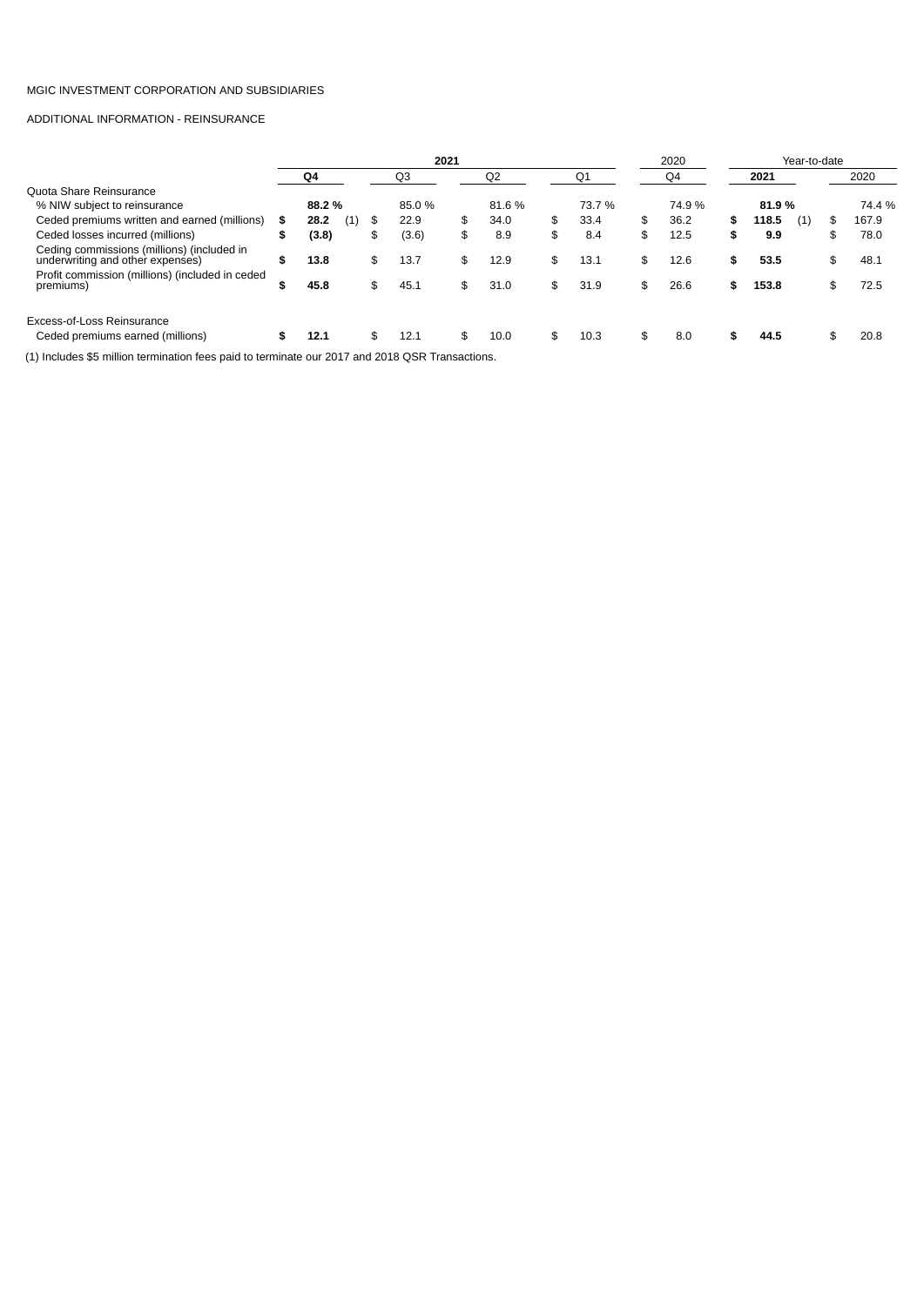MGIC INVESTMENT CORPORATION AND SUBSIDIARIES

ADDITIONAL INFORMATION - REINSURANCE

| | 2021 | | | | 2020 | Year-to-date | |
|---|---|---|---|---|---|---|---|
| | **Q4** | Q3 | Q2 | Q1 | Q4 | **2021** | 2020 |
| Quota Share Reinsurance | | | | | | | |
| % NIW subject to reinsurance | **88.2 %** | 85.0 % | 81.6 % | 73.7 % | 74.9 % | **81.9 %** | 74.4 % |
| Ceded premiums written and earned (millions) | **$ 28.2** (1) | $ 22.9 | $ 34.0 | $ 33.4 | $ 36.2 | **$ 118.5** (1) | $ 167.9 |
| Ceded losses incurred (millions) | **$ (3.8)** | $ (3.6) | $ 8.9 | $ 8.4 | $ 12.5 | **$ 9.9** | $ 78.0 |
| Ceding commissions (millions) (included in underwriting and other expenses) | **$ 13.8** | $ 13.7 | $ 12.9 | $ 13.1 | $ 12.6 | **$ 53.5** | $ 48.1 |
| Profit commission (millions) (included in ceded premiums) | **$ 45.8** | $ 45.1 | $ 31.0 | $ 31.9 | $ 26.6 | **$ 153.8** | $ 72.5 |
| | | | | | | | |
| Excess-of-Loss Reinsurance | | | | | | | |
| Ceded premiums earned (millions) | **$ 12.1** | $ 12.1 | $ 10.0 | $ 10.3 | $ 8.0 | **$ 44.5** | $ 20.8 |

(1) Includes $5 million termination fees paid to terminate our 2017 and 2018 QSR Transactions.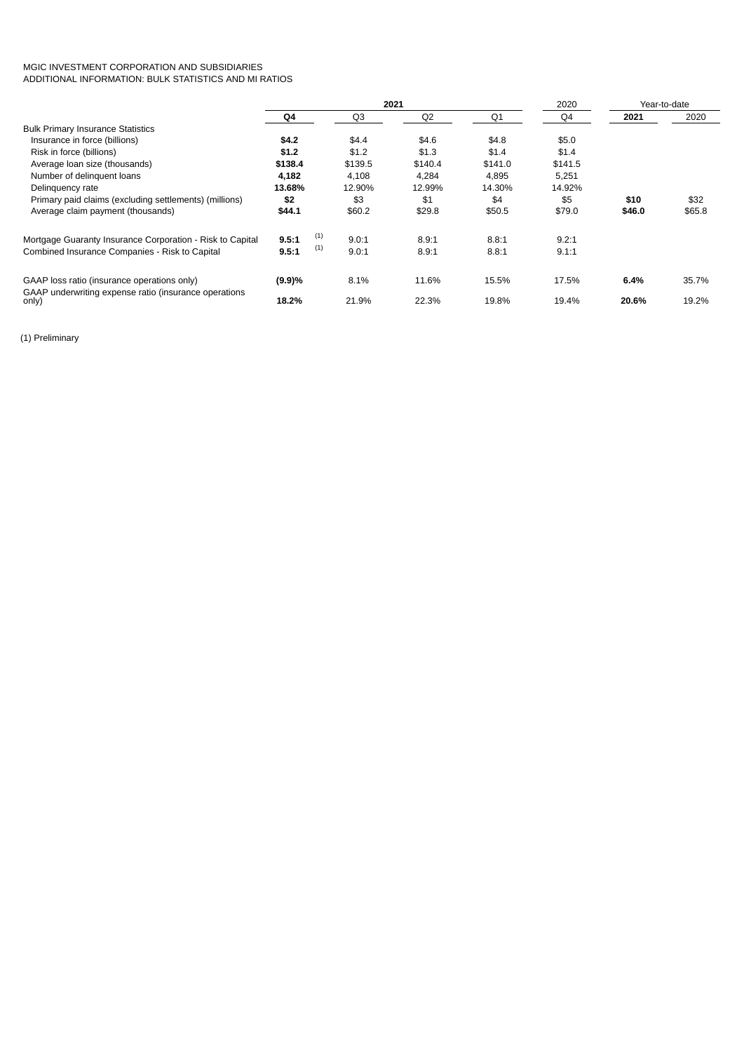MGIC INVESTMENT CORPORATION AND SUBSIDIARIES
ADDITIONAL INFORMATION: BULK STATISTICS AND MI RATIOS

| | 2021 | | | | 2020 | Year-to-date | |
|---|---|---|---|---|---|---|---|
| | **Q4** | Q3 | Q2 | Q1 | Q4 | **2021** | 2020 |
| Bulk Primary Insurance Statistics | | | | | | | |
| Insurance in force (billions) | **$4.2** | $4.4 | $4.6 | $4.8 | $5.0 | | |
| Risk in force (billions) | **$1.2** | $1.2 | $1.3 | $1.4 | $1.4 | | |
| Average loan size (thousands) | **$138.4** | $139.5 | $140.4 | $141.0 | $141.5 | | |
| Number of delinquent loans | **4,182** | 4,108 | 4,284 | 4,895 | 5,251 | | |
| Delinquency rate | **13.68%** | 12.90% | 12.99% | 14.30% | 14.92% | | |
| Primary paid claims (excluding settlements) (millions) | **$2** | $3 | $1 | $4 | $5 | **$10** | $32 |
| Average claim payment (thousands) | **$44.1** | $60.2 | $29.8 | $50.5 | $79.0 | **$46.0** | $65.8 |
| Mortgage Guaranty Insurance Corporation - Risk to Capital | **9.5:1** (1) | 9.0:1 | 8.9:1 | 8.8:1 | 9.2:1 | | |
| Combined Insurance Companies - Risk to Capital | **9.5:1** (1) | 9.0:1 | 8.9:1 | 8.8:1 | 9.1:1 | | |
| GAAP loss ratio (insurance operations only) | **(9.9)%** | 8.1% | 11.6% | 15.5% | 17.5% | **6.4%** | 35.7% |
| GAAP underwriting expense ratio (insurance operations only) | **18.2%** | 21.9% | 22.3% | 19.8% | 19.4% | **20.6%** | 19.2% |

(1) Preliminary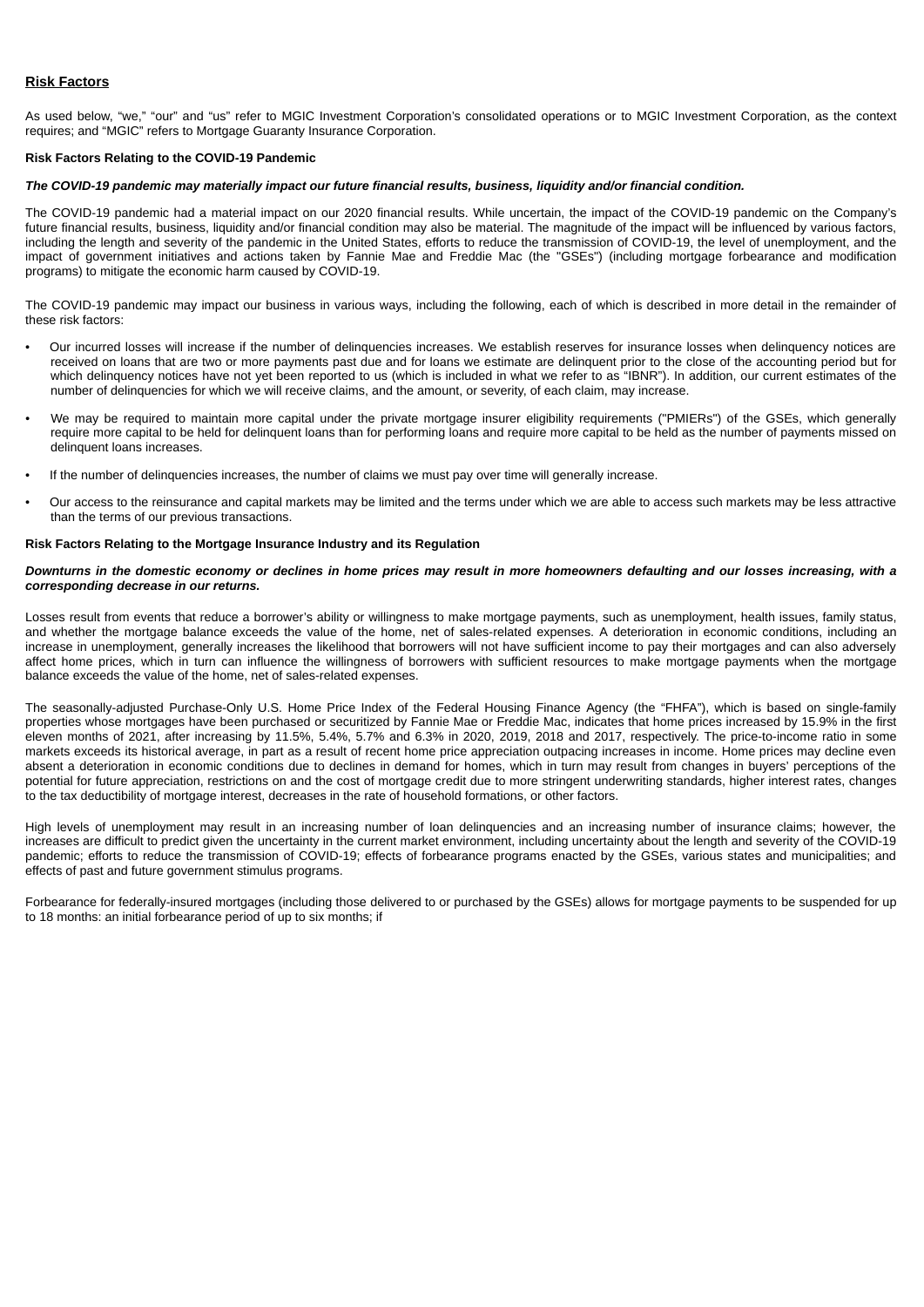## Risk Factors

As used below, “we,” “our” and “us” refer to MGIC Investment Corporation’s consolidated operations or to MGIC Investment Corporation, as the context requires; and “MGIC” refers to Mortgage Guaranty Insurance Corporation.

**Risk Factors Relating to the COVID-19 Pandemic**

***The COVID-19 pandemic may materially impact our future financial results, business, liquidity and/or financial condition.***

The COVID-19 pandemic had a material impact on our 2020 financial results. While uncertain, the impact of the COVID-19 pandemic on the Company’s future financial results, business, liquidity and/or financial condition may also be material. The magnitude of the impact will be influenced by various factors, including the length and severity of the pandemic in the United States, efforts to reduce the transmission of COVID-19, the level of unemployment, and the impact of government initiatives and actions taken by Fannie Mae and Freddie Mac (the "GSEs") (including mortgage forbearance and modification programs) to mitigate the economic harm caused by COVID-19.

The COVID-19 pandemic may impact our business in various ways, including the following, each of which is described in more detail in the remainder of these risk factors:

- Our incurred losses will increase if the number of delinquencies increases. We establish reserves for insurance losses when delinquency notices are received on loans that are two or more payments past due and for loans we estimate are delinquent prior to the close of the accounting period but for which delinquency notices have not yet been reported to us (which is included in what we refer to as “IBNR”). In addition, our current estimates of the number of delinquencies for which we will receive claims, and the amount, or severity, of each claim, may increase.
- We may be required to maintain more capital under the private mortgage insurer eligibility requirements ("PMIERs") of the GSEs, which generally require more capital to be held for delinquent loans than for performing loans and require more capital to be held as the number of payments missed on delinquent loans increases.
- If the number of delinquencies increases, the number of claims we must pay over time will generally increase.
- Our access to the reinsurance and capital markets may be limited and the terms under which we are able to access such markets may be less attractive than the terms of our previous transactions.

**Risk Factors Relating to the Mortgage Insurance Industry and its Regulation**

***Downturns in the domestic economy or declines in home prices may result in more homeowners defaulting and our losses increasing, with a corresponding decrease in our returns.***

Losses result from events that reduce a borrower’s ability or willingness to make mortgage payments, such as unemployment, health issues, family status, and whether the mortgage balance exceeds the value of the home, net of sales-related expenses. A deterioration in economic conditions, including an increase in unemployment, generally increases the likelihood that borrowers will not have sufficient income to pay their mortgages and can also adversely affect home prices, which in turn can influence the willingness of borrowers with sufficient resources to make mortgage payments when the mortgage balance exceeds the value of the home, net of sales-related expenses.

The seasonally-adjusted Purchase-Only U.S. Home Price Index of the Federal Housing Finance Agency (the “FHFA”), which is based on single-family properties whose mortgages have been purchased or securitized by Fannie Mae or Freddie Mac, indicates that home prices increased by 15.9% in the first eleven months of 2021, after increasing by 11.5%, 5.4%, 5.7% and 6.3% in 2020, 2019, 2018 and 2017, respectively. The price-to-income ratio in some markets exceeds its historical average, in part as a result of recent home price appreciation outpacing increases in income. Home prices may decline even absent a deterioration in economic conditions due to declines in demand for homes, which in turn may result from changes in buyers’ perceptions of the potential for future appreciation, restrictions on and the cost of mortgage credit due to more stringent underwriting standards, higher interest rates, changes to the tax deductibility of mortgage interest, decreases in the rate of household formations, or other factors.

High levels of unemployment may result in an increasing number of loan delinquencies and an increasing number of insurance claims; however, the increases are difficult to predict given the uncertainty in the current market environment, including uncertainty about the length and severity of the COVID-19 pandemic; efforts to reduce the transmission of COVID-19; effects of forbearance programs enacted by the GSEs, various states and municipalities; and effects of past and future government stimulus programs.

Forbearance for federally-insured mortgages (including those delivered to or purchased by the GSEs) allows for mortgage payments to be suspended for up to 18 months: an initial forbearance period of up to six months; if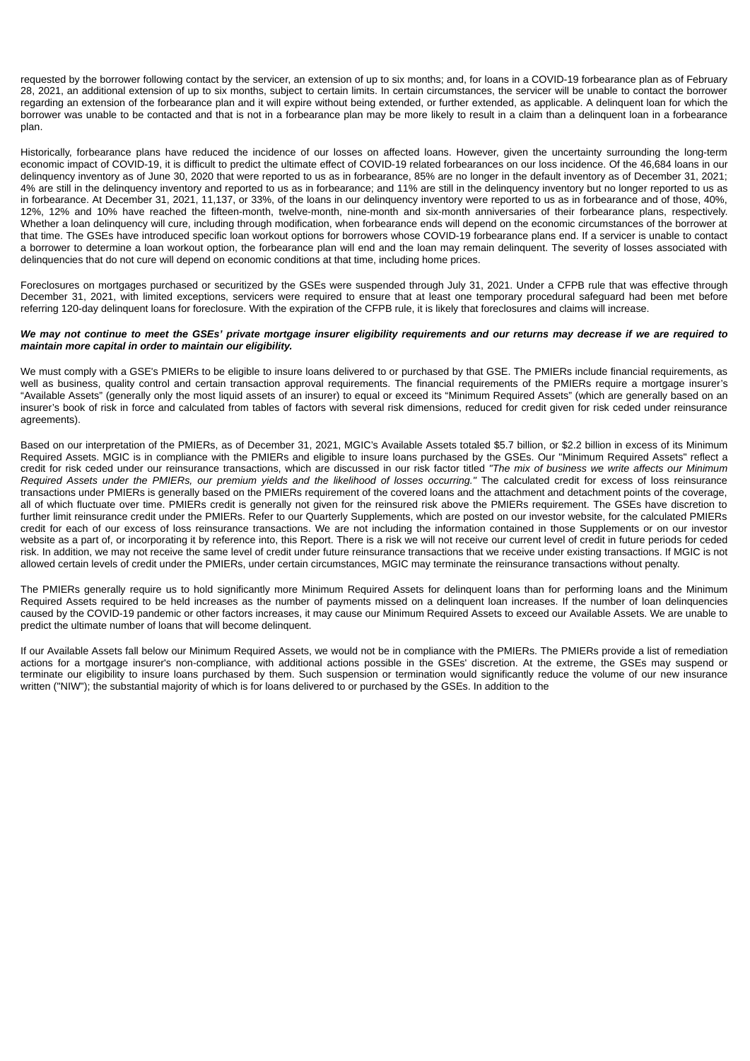requested by the borrower following contact by the servicer, an extension of up to six months; and, for loans in a COVID-19 forbearance plan as of February 28, 2021, an additional extension of up to six months, subject to certain limits. In certain circumstances, the servicer will be unable to contact the borrower regarding an extension of the forbearance plan and it will expire without being extended, or further extended, as applicable. A delinquent loan for which the borrower was unable to be contacted and that is not in a forbearance plan may be more likely to result in a claim than a delinquent loan in a forbearance plan.

Historically, forbearance plans have reduced the incidence of our losses on affected loans. However, given the uncertainty surrounding the long-term economic impact of COVID-19, it is difficult to predict the ultimate effect of COVID-19 related forbearances on our loss incidence. Of the 46,684 loans in our delinquency inventory as of June 30, 2020 that were reported to us as in forbearance, 85% are no longer in the default inventory as of December 31, 2021; 4% are still in the delinquency inventory and reported to us as in forbearance; and 11% are still in the delinquency inventory but no longer reported to us as in forbearance. At December 31, 2021, 11,137, or 33%, of the loans in our delinquency inventory were reported to us as in forbearance and of those, 40%, 12%, 12% and 10% have reached the fifteen-month, twelve-month, nine-month and six-month anniversaries of their forbearance plans, respectively. Whether a loan delinquency will cure, including through modification, when forbearance ends will depend on the economic circumstances of the borrower at that time. The GSEs have introduced specific loan workout options for borrowers whose COVID-19 forbearance plans end. If a servicer is unable to contact a borrower to determine a loan workout option, the forbearance plan will end and the loan may remain delinquent. The severity of losses associated with delinquencies that do not cure will depend on economic conditions at that time, including home prices.

Foreclosures on mortgages purchased or securitized by the GSEs were suspended through July 31, 2021. Under a CFPB rule that was effective through December 31, 2021, with limited exceptions, servicers were required to ensure that at least one temporary procedural safeguard had been met before referring 120-day delinquent loans for foreclosure. With the expiration of the CFPB rule, it is likely that foreclosures and claims will increase.

***We may not continue to meet the GSEs' private mortgage insurer eligibility requirements and our returns may decrease if we are required to maintain more capital in order to maintain our eligibility.***

We must comply with a GSE's PMIERs to be eligible to insure loans delivered to or purchased by that GSE. The PMIERs include financial requirements, as well as business, quality control and certain transaction approval requirements. The financial requirements of the PMIERs require a mortgage insurer's "Available Assets" (generally only the most liquid assets of an insurer) to equal or exceed its "Minimum Required Assets" (which are generally based on an insurer's book of risk in force and calculated from tables of factors with several risk dimensions, reduced for credit given for risk ceded under reinsurance agreements).

Based on our interpretation of the PMIERs, as of December 31, 2021, MGIC's Available Assets totaled $5.7 billion, or $2.2 billion in excess of its Minimum Required Assets. MGIC is in compliance with the PMIERs and eligible to insure loans purchased by the GSEs. Our "Minimum Required Assets" reflect a credit for risk ceded under our reinsurance transactions, which are discussed in our risk factor titled *"The mix of business we write affects our Minimum Required Assets under the PMIERs, our premium yields and the likelihood of losses occurring."* The calculated credit for excess of loss reinsurance transactions under PMIERs is generally based on the PMIERs requirement of the covered loans and the attachment and detachment points of the coverage, all of which fluctuate over time. PMIERs credit is generally not given for the reinsured risk above the PMIERs requirement. The GSEs have discretion to further limit reinsurance credit under the PMIERs. Refer to our Quarterly Supplements, which are posted on our investor website, for the calculated PMIERs credit for each of our excess of loss reinsurance transactions. We are not including the information contained in those Supplements or on our investor website as a part of, or incorporating it by reference into, this Report. There is a risk we will not receive our current level of credit in future periods for ceded risk. In addition, we may not receive the same level of credit under future reinsurance transactions that we receive under existing transactions. If MGIC is not allowed certain levels of credit under the PMIERs, under certain circumstances, MGIC may terminate the reinsurance transactions without penalty.

The PMIERs generally require us to hold significantly more Minimum Required Assets for delinquent loans than for performing loans and the Minimum Required Assets required to be held increases as the number of payments missed on a delinquent loan increases. If the number of loan delinquencies caused by the COVID-19 pandemic or other factors increases, it may cause our Minimum Required Assets to exceed our Available Assets. We are unable to predict the ultimate number of loans that will become delinquent.

If our Available Assets fall below our Minimum Required Assets, we would not be in compliance with the PMIERs. The PMIERs provide a list of remediation actions for a mortgage insurer's non-compliance, with additional actions possible in the GSEs' discretion. At the extreme, the GSEs may suspend or terminate our eligibility to insure loans purchased by them. Such suspension or termination would significantly reduce the volume of our new insurance written ("NIW"); the substantial majority of which is for loans delivered to or purchased by the GSEs. In addition to the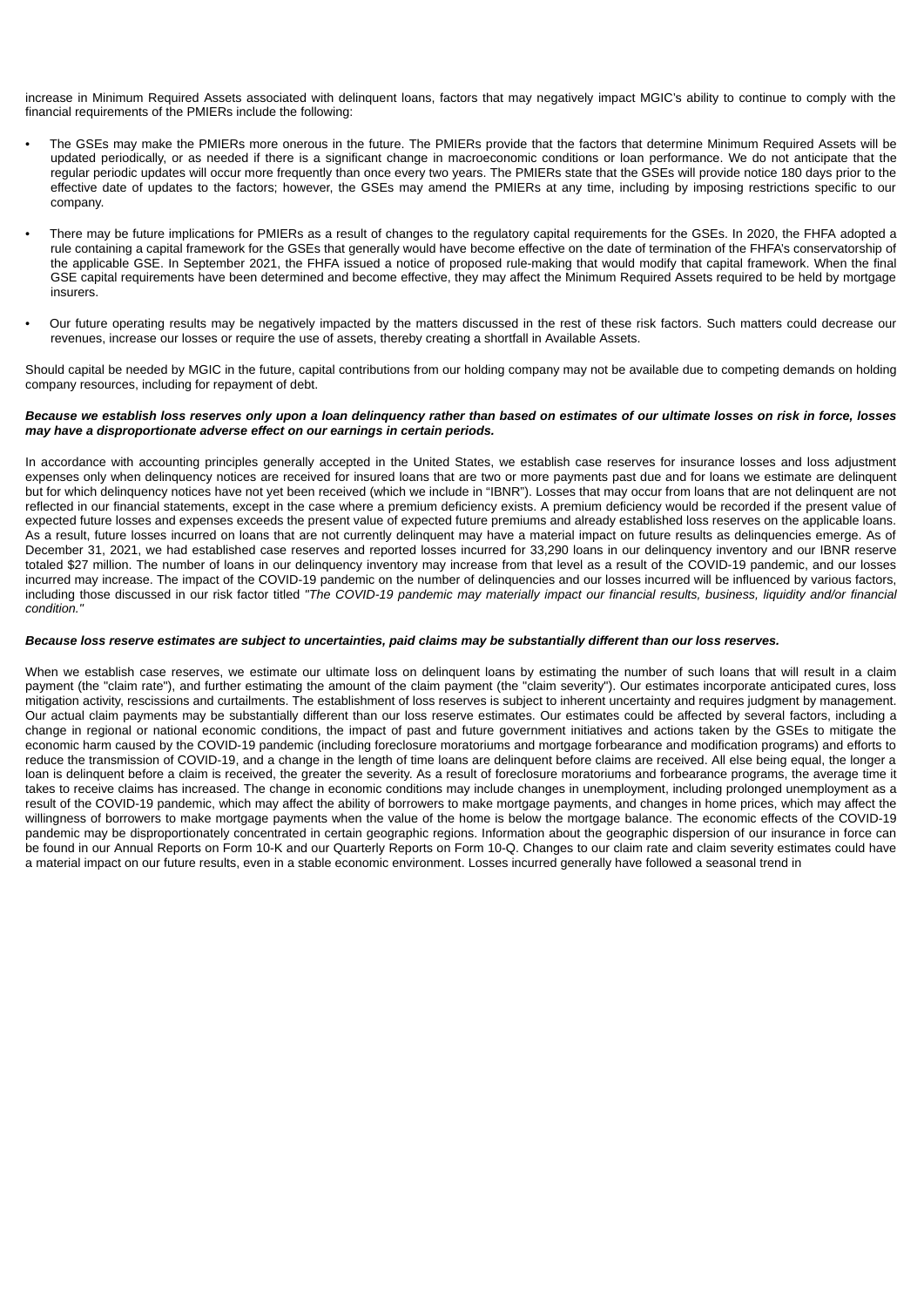increase in Minimum Required Assets associated with delinquent loans, factors that may negatively impact MGIC's ability to continue to comply with the financial requirements of the PMIERs include the following:

- The GSEs may make the PMIERs more onerous in the future. The PMIERs provide that the factors that determine Minimum Required Assets will be updated periodically, or as needed if there is a significant change in macroeconomic conditions or loan performance. We do not anticipate that the regular periodic updates will occur more frequently than once every two years. The PMIERs state that the GSEs will provide notice 180 days prior to the effective date of updates to the factors; however, the GSEs may amend the PMIERs at any time, including by imposing restrictions specific to our company.

- There may be future implications for PMIERs as a result of changes to the regulatory capital requirements for the GSEs. In 2020, the FHFA adopted a rule containing a capital framework for the GSEs that generally would have become effective on the date of termination of the FHFA's conservatorship of the applicable GSE. In September 2021, the FHFA issued a notice of proposed rule-making that would modify that capital framework. When the final GSE capital requirements have been determined and become effective, they may affect the Minimum Required Assets required to be held by mortgage insurers.

- Our future operating results may be negatively impacted by the matters discussed in the rest of these risk factors. Such matters could decrease our revenues, increase our losses or require the use of assets, thereby creating a shortfall in Available Assets.

Should capital be needed by MGIC in the future, capital contributions from our holding company may not be available due to competing demands on holding company resources, including for repayment of debt.

***Because we establish loss reserves only upon a loan delinquency rather than based on estimates of our ultimate losses on risk in force, losses may have a disproportionate adverse effect on our earnings in certain periods.***

In accordance with accounting principles generally accepted in the United States, we establish case reserves for insurance losses and loss adjustment expenses only when delinquency notices are received for insured loans that are two or more payments past due and for loans we estimate are delinquent but for which delinquency notices have not yet been received (which we include in "IBNR"). Losses that may occur from loans that are not delinquent are not reflected in our financial statements, except in the case where a premium deficiency exists. A premium deficiency would be recorded if the present value of expected future losses and expenses exceeds the present value of expected future premiums and already established loss reserves on the applicable loans. As a result, future losses incurred on loans that are not currently delinquent may have a material impact on future results as delinquencies emerge. As of December 31, 2021, we had established case reserves and reported losses incurred for 33,290 loans in our delinquency inventory and our IBNR reserve totaled $27 million. The number of loans in our delinquency inventory may increase from that level as a result of the COVID-19 pandemic, and our losses incurred may increase. The impact of the COVID-19 pandemic on the number of delinquencies and our losses incurred will be influenced by various factors, including those discussed in our risk factor titled *"The COVID-19 pandemic may materially impact our financial results, business, liquidity and/or financial condition."*

***Because loss reserve estimates are subject to uncertainties, paid claims may be substantially different than our loss reserves.***

When we establish case reserves, we estimate our ultimate loss on delinquent loans by estimating the number of such loans that will result in a claim payment (the "claim rate"), and further estimating the amount of the claim payment (the "claim severity"). Our estimates incorporate anticipated cures, loss mitigation activity, rescissions and curtailments. The establishment of loss reserves is subject to inherent uncertainty and requires judgment by management. Our actual claim payments may be substantially different than our loss reserve estimates. Our estimates could be affected by several factors, including a change in regional or national economic conditions, the impact of past and future government initiatives and actions taken by the GSEs to mitigate the economic harm caused by the COVID-19 pandemic (including foreclosure moratoriums and mortgage forbearance and modification programs) and efforts to reduce the transmission of COVID-19, and a change in the length of time loans are delinquent before claims are received. All else being equal, the longer a loan is delinquent before a claim is received, the greater the severity. As a result of foreclosure moratoriums and forbearance programs, the average time it takes to receive claims has increased. The change in economic conditions may include changes in unemployment, including prolonged unemployment as a result of the COVID-19 pandemic, which may affect the ability of borrowers to make mortgage payments, and changes in home prices, which may affect the willingness of borrowers to make mortgage payments when the value of the home is below the mortgage balance. The economic effects of the COVID-19 pandemic may be disproportionately concentrated in certain geographic regions. Information about the geographic dispersion of our insurance in force can be found in our Annual Reports on Form 10-K and our Quarterly Reports on Form 10-Q. Changes to our claim rate and claim severity estimates could have a material impact on our future results, even in a stable economic environment. Losses incurred generally have followed a seasonal trend in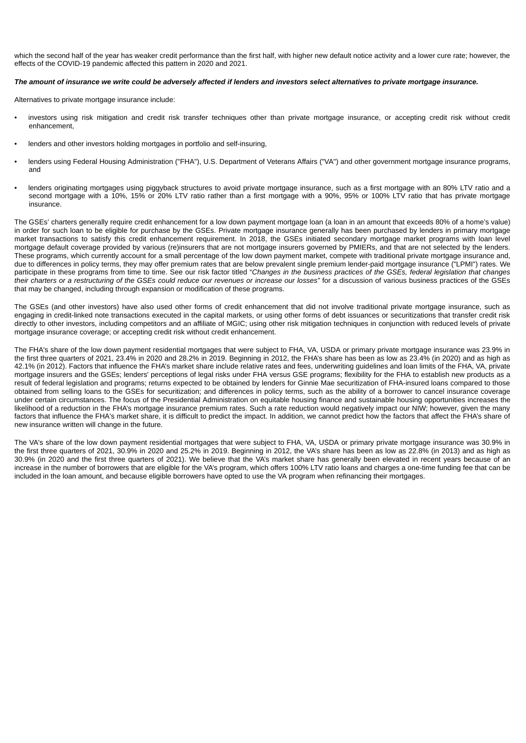which the second half of the year has weaker credit performance than the first half, with higher new default notice activity and a lower cure rate; however, the effects of the COVID-19 pandemic affected this pattern in 2020 and 2021.

***The amount of insurance we write could be adversely affected if lenders and investors select alternatives to private mortgage insurance.***

Alternatives to private mortgage insurance include:

- investors using risk mitigation and credit risk transfer techniques other than private mortgage insurance, or accepting credit risk without credit enhancement,
- lenders and other investors holding mortgages in portfolio and self-insuring,
- lenders using Federal Housing Administration ("FHA"), U.S. Department of Veterans Affairs ("VA") and other government mortgage insurance programs, and
- lenders originating mortgages using piggyback structures to avoid private mortgage insurance, such as a first mortgage with an 80% LTV ratio and a second mortgage with a 10%, 15% or 20% LTV ratio rather than a first mortgage with a 90%, 95% or 100% LTV ratio that has private mortgage insurance.

The GSEs' charters generally require credit enhancement for a low down payment mortgage loan (a loan in an amount that exceeds 80% of a home's value) in order for such loan to be eligible for purchase by the GSEs. Private mortgage insurance generally has been purchased by lenders in primary mortgage market transactions to satisfy this credit enhancement requirement. In 2018, the GSEs initiated secondary mortgage market programs with loan level mortgage default coverage provided by various (re)insurers that are not mortgage insurers governed by PMIERs, and that are not selected by the lenders. These programs, which currently account for a small percentage of the low down payment market, compete with traditional private mortgage insurance and, due to differences in policy terms, they may offer premium rates that are below prevalent single premium lender-paid mortgage insurance ("LPMI") rates. We participate in these programs from time to time. See our risk factor titled "*Changes in the business practices of the GSEs, federal legislation that changes their charters or a restructuring of the GSEs could reduce our revenues or increase our losses"* for a discussion of various business practices of the GSEs that may be changed, including through expansion or modification of these programs.

The GSEs (and other investors) have also used other forms of credit enhancement that did not involve traditional private mortgage insurance, such as engaging in credit-linked note transactions executed in the capital markets, or using other forms of debt issuances or securitizations that transfer credit risk directly to other investors, including competitors and an affiliate of MGIC; using other risk mitigation techniques in conjunction with reduced levels of private mortgage insurance coverage; or accepting credit risk without credit enhancement.

The FHA's share of the low down payment residential mortgages that were subject to FHA, VA, USDA or primary private mortgage insurance was 23.9% in the first three quarters of 2021, 23.4% in 2020 and 28.2% in 2019. Beginning in 2012, the FHA's share has been as low as 23.4% (in 2020) and as high as 42.1% (in 2012). Factors that influence the FHA's market share include relative rates and fees, underwriting guidelines and loan limits of the FHA, VA, private mortgage insurers and the GSEs; lenders' perceptions of legal risks under FHA versus GSE programs; flexibility for the FHA to establish new products as a result of federal legislation and programs; returns expected to be obtained by lenders for Ginnie Mae securitization of FHA-insured loans compared to those obtained from selling loans to the GSEs for securitization; and differences in policy terms, such as the ability of a borrower to cancel insurance coverage under certain circumstances. The focus of the Presidential Administration on equitable housing finance and sustainable housing opportunities increases the likelihood of a reduction in the FHA's mortgage insurance premium rates. Such a rate reduction would negatively impact our NIW; however, given the many factors that influence the FHA's market share, it is difficult to predict the impact. In addition, we cannot predict how the factors that affect the FHA's share of new insurance written will change in the future.

The VA's share of the low down payment residential mortgages that were subject to FHA, VA, USDA or primary private mortgage insurance was 30.9% in the first three quarters of 2021, 30.9% in 2020 and 25.2% in 2019. Beginning in 2012, the VA's share has been as low as 22.8% (in 2013) and as high as 30.9% (in 2020 and the first three quarters of 2021). We believe that the VA's market share has generally been elevated in recent years because of an increase in the number of borrowers that are eligible for the VA's program, which offers 100% LTV ratio loans and charges a one-time funding fee that can be included in the loan amount, and because eligible borrowers have opted to use the VA program when refinancing their mortgages.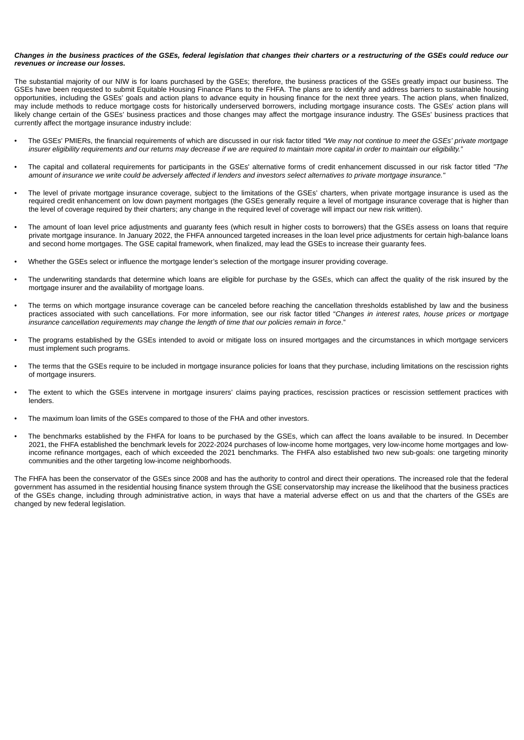***Changes in the business practices of the GSEs, federal legislation that changes their charters or a restructuring of the GSEs could reduce our revenues or increase our losses.***

The substantial majority of our NIW is for loans purchased by the GSEs; therefore, the business practices of the GSEs greatly impact our business. The GSEs have been requested to submit Equitable Housing Finance Plans to the FHFA. The plans are to identify and address barriers to sustainable housing opportunities, including the GSEs' goals and action plans to advance equity in housing finance for the next three years. The action plans, when finalized, may include methods to reduce mortgage costs for historically underserved borrowers, including mortgage insurance costs. The GSEs' action plans will likely change certain of the GSEs' business practices and those changes may affect the mortgage insurance industry. The GSEs' business practices that currently affect the mortgage insurance industry include:

- The GSEs' PMIERs, the financial requirements of which are discussed in our risk factor titled *"We may not continue to meet the GSEs' private mortgage insurer eligibility requirements and our returns may decrease if we are required to maintain more capital in order to maintain our eligibility."*
- The capital and collateral requirements for participants in the GSEs' alternative forms of credit enhancement discussed in our risk factor titled *"The amount of insurance we write could be adversely affected if lenders and investors select alternatives to private mortgage insurance."*
- The level of private mortgage insurance coverage, subject to the limitations of the GSEs' charters, when private mortgage insurance is used as the required credit enhancement on low down payment mortgages (the GSEs generally require a level of mortgage insurance coverage that is higher than the level of coverage required by their charters; any change in the required level of coverage will impact our new risk written).
- The amount of loan level price adjustments and guaranty fees (which result in higher costs to borrowers) that the GSEs assess on loans that require private mortgage insurance. In January 2022, the FHFA announced targeted increases in the loan level price adjustments for certain high-balance loans and second home mortgages. The GSE capital framework, when finalized, may lead the GSEs to increase their guaranty fees.
- Whether the GSEs select or influence the mortgage lender's selection of the mortgage insurer providing coverage.
- The underwriting standards that determine which loans are eligible for purchase by the GSEs, which can affect the quality of the risk insured by the mortgage insurer and the availability of mortgage loans.
- The terms on which mortgage insurance coverage can be canceled before reaching the cancellation thresholds established by law and the business practices associated with such cancellations. For more information, see our risk factor titled "*Changes in interest rates, house prices or mortgage insurance cancellation requirements may change the length of time that our policies remain in force*."
- The programs established by the GSEs intended to avoid or mitigate loss on insured mortgages and the circumstances in which mortgage servicers must implement such programs.
- The terms that the GSEs require to be included in mortgage insurance policies for loans that they purchase, including limitations on the rescission rights of mortgage insurers.
- The extent to which the GSEs intervene in mortgage insurers' claims paying practices, rescission practices or rescission settlement practices with lenders.
- The maximum loan limits of the GSEs compared to those of the FHA and other investors.
- The benchmarks established by the FHFA for loans to be purchased by the GSEs, which can affect the loans available to be insured. In December 2021, the FHFA established the benchmark levels for 2022-2024 purchases of low-income home mortgages, very low-income home mortgages and low-income refinance mortgages, each of which exceeded the 2021 benchmarks. The FHFA also established two new sub-goals: one targeting minority communities and the other targeting low-income neighborhoods.

The FHFA has been the conservator of the GSEs since 2008 and has the authority to control and direct their operations. The increased role that the federal government has assumed in the residential housing finance system through the GSE conservatorship may increase the likelihood that the business practices of the GSEs change, including through administrative action, in ways that have a material adverse effect on us and that the charters of the GSEs are changed by new federal legislation.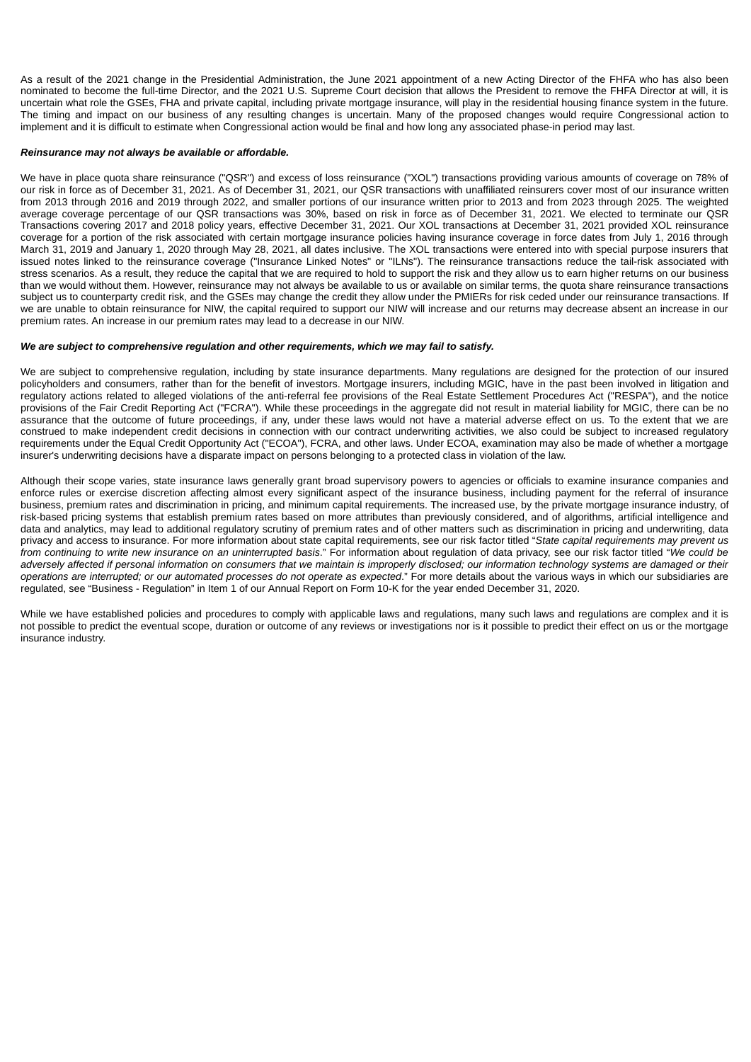As a result of the 2021 change in the Presidential Administration, the June 2021 appointment of a new Acting Director of the FHFA who has also been nominated to become the full-time Director, and the 2021 U.S. Supreme Court decision that allows the President to remove the FHFA Director at will, it is uncertain what role the GSEs, FHA and private capital, including private mortgage insurance, will play in the residential housing finance system in the future. The timing and impact on our business of any resulting changes is uncertain. Many of the proposed changes would require Congressional action to implement and it is difficult to estimate when Congressional action would be final and how long any associated phase-in period may last.

***Reinsurance may not always be available or affordable.***

We have in place quota share reinsurance ("QSR") and excess of loss reinsurance ("XOL") transactions providing various amounts of coverage on 78% of our risk in force as of December 31, 2021. As of December 31, 2021, our QSR transactions with unaffiliated reinsurers cover most of our insurance written from 2013 through 2016 and 2019 through 2022, and smaller portions of our insurance written prior to 2013 and from 2023 through 2025. The weighted average coverage percentage of our QSR transactions was 30%, based on risk in force as of December 31, 2021. We elected to terminate our QSR Transactions covering 2017 and 2018 policy years, effective December 31, 2021. Our XOL transactions at December 31, 2021 provided XOL reinsurance coverage for a portion of the risk associated with certain mortgage insurance policies having insurance coverage in force dates from July 1, 2016 through March 31, 2019 and January 1, 2020 through May 28, 2021, all dates inclusive. The XOL transactions were entered into with special purpose insurers that issued notes linked to the reinsurance coverage ("Insurance Linked Notes" or "ILNs"). The reinsurance transactions reduce the tail-risk associated with stress scenarios. As a result, they reduce the capital that we are required to hold to support the risk and they allow us to earn higher returns on our business than we would without them. However, reinsurance may not always be available to us or available on similar terms, the quota share reinsurance transactions subject us to counterparty credit risk, and the GSEs may change the credit they allow under the PMIERs for risk ceded under our reinsurance transactions. If we are unable to obtain reinsurance for NIW, the capital required to support our NIW will increase and our returns may decrease absent an increase in our premium rates. An increase in our premium rates may lead to a decrease in our NIW.

***We are subject to comprehensive regulation and other requirements, which we may fail to satisfy.***

We are subject to comprehensive regulation, including by state insurance departments. Many regulations are designed for the protection of our insured policyholders and consumers, rather than for the benefit of investors. Mortgage insurers, including MGIC, have in the past been involved in litigation and regulatory actions related to alleged violations of the anti-referral fee provisions of the Real Estate Settlement Procedures Act ("RESPA"), and the notice provisions of the Fair Credit Reporting Act ("FCRA"). While these proceedings in the aggregate did not result in material liability for MGIC, there can be no assurance that the outcome of future proceedings, if any, under these laws would not have a material adverse effect on us. To the extent that we are construed to make independent credit decisions in connection with our contract underwriting activities, we also could be subject to increased regulatory requirements under the Equal Credit Opportunity Act ("ECOA"), FCRA, and other laws. Under ECOA, examination may also be made of whether a mortgage insurer's underwriting decisions have a disparate impact on persons belonging to a protected class in violation of the law.

Although their scope varies, state insurance laws generally grant broad supervisory powers to agencies or officials to examine insurance companies and enforce rules or exercise discretion affecting almost every significant aspect of the insurance business, including payment for the referral of insurance business, premium rates and discrimination in pricing, and minimum capital requirements. The increased use, by the private mortgage insurance industry, of risk-based pricing systems that establish premium rates based on more attributes than previously considered, and of algorithms, artificial intelligence and data and analytics, may lead to additional regulatory scrutiny of premium rates and of other matters such as discrimination in pricing and underwriting, data privacy and access to insurance. For more information about state capital requirements, see our risk factor titled "*State capital requirements may prevent us from continuing to write new insurance on an uninterrupted basis*." For information about regulation of data privacy, see our risk factor titled "*We could be adversely affected if personal information on consumers that we maintain is improperly disclosed; our information technology systems are damaged or their operations are interrupted; or our automated processes do not operate as expected*." For more details about the various ways in which our subsidiaries are regulated, see "Business - Regulation" in Item 1 of our Annual Report on Form 10-K for the year ended December 31, 2020.

While we have established policies and procedures to comply with applicable laws and regulations, many such laws and regulations are complex and it is not possible to predict the eventual scope, duration or outcome of any reviews or investigations nor is it possible to predict their effect on us or the mortgage insurance industry.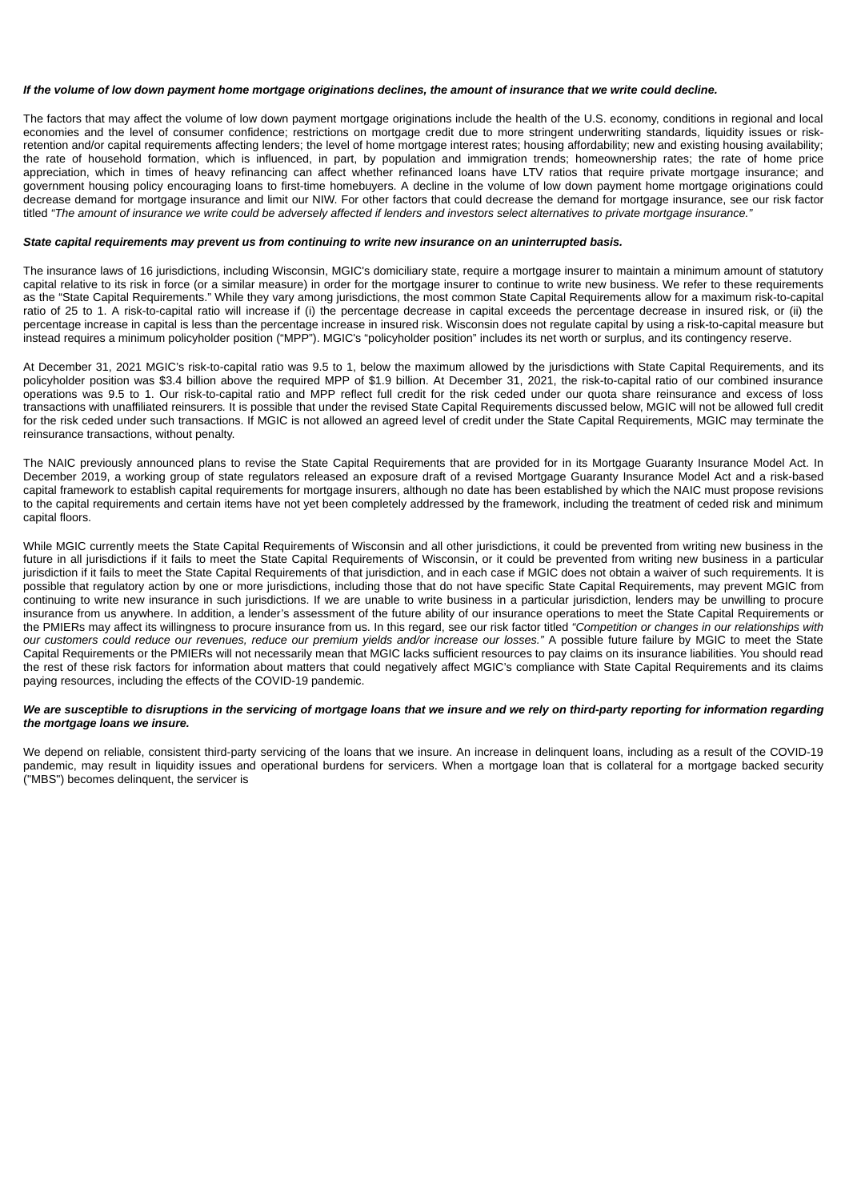***If the volume of low down payment home mortgage originations declines, the amount of insurance that we write could decline.***

The factors that may affect the volume of low down payment mortgage originations include the health of the U.S. economy, conditions in regional and local economies and the level of consumer confidence; restrictions on mortgage credit due to more stringent underwriting standards, liquidity issues or risk-retention and/or capital requirements affecting lenders; the level of home mortgage interest rates; housing affordability; new and existing housing availability; the rate of household formation, which is influenced, in part, by population and immigration trends; homeownership rates; the rate of home price appreciation, which in times of heavy refinancing can affect whether refinanced loans have LTV ratios that require private mortgage insurance; and government housing policy encouraging loans to first-time homebuyers. A decline in the volume of low down payment home mortgage originations could decrease demand for mortgage insurance and limit our NIW. For other factors that could decrease the demand for mortgage insurance, see our risk factor titled *"The amount of insurance we write could be adversely affected if lenders and investors select alternatives to private mortgage insurance."*

***State capital requirements may prevent us from continuing to write new insurance on an uninterrupted basis.***

The insurance laws of 16 jurisdictions, including Wisconsin, MGIC's domiciliary state, require a mortgage insurer to maintain a minimum amount of statutory capital relative to its risk in force (or a similar measure) in order for the mortgage insurer to continue to write new business. We refer to these requirements as the "State Capital Requirements." While they vary among jurisdictions, the most common State Capital Requirements allow for a maximum risk-to-capital ratio of 25 to 1. A risk-to-capital ratio will increase if (i) the percentage decrease in capital exceeds the percentage decrease in insured risk, or (ii) the percentage increase in capital is less than the percentage increase in insured risk. Wisconsin does not regulate capital by using a risk-to-capital measure but instead requires a minimum policyholder position ("MPP"). MGIC's "policyholder position" includes its net worth or surplus, and its contingency reserve.

At December 31, 2021 MGIC's risk-to-capital ratio was 9.5 to 1, below the maximum allowed by the jurisdictions with State Capital Requirements, and its policyholder position was $3.4 billion above the required MPP of $1.9 billion. At December 31, 2021, the risk-to-capital ratio of our combined insurance operations was 9.5 to 1. Our risk-to-capital ratio and MPP reflect full credit for the risk ceded under our quota share reinsurance and excess of loss transactions with unaffiliated reinsurers. It is possible that under the revised State Capital Requirements discussed below, MGIC will not be allowed full credit for the risk ceded under such transactions. If MGIC is not allowed an agreed level of credit under the State Capital Requirements, MGIC may terminate the reinsurance transactions, without penalty.

The NAIC previously announced plans to revise the State Capital Requirements that are provided for in its Mortgage Guaranty Insurance Model Act. In December 2019, a working group of state regulators released an exposure draft of a revised Mortgage Guaranty Insurance Model Act and a risk-based capital framework to establish capital requirements for mortgage insurers, although no date has been established by which the NAIC must propose revisions to the capital requirements and certain items have not yet been completely addressed by the framework, including the treatment of ceded risk and minimum capital floors.

While MGIC currently meets the State Capital Requirements of Wisconsin and all other jurisdictions, it could be prevented from writing new business in the future in all jurisdictions if it fails to meet the State Capital Requirements of Wisconsin, or it could be prevented from writing new business in a particular jurisdiction if it fails to meet the State Capital Requirements of that jurisdiction, and in each case if MGIC does not obtain a waiver of such requirements. It is possible that regulatory action by one or more jurisdictions, including those that do not have specific State Capital Requirements, may prevent MGIC from continuing to write new insurance in such jurisdictions. If we are unable to write business in a particular jurisdiction, lenders may be unwilling to procure insurance from us anywhere. In addition, a lender's assessment of the future ability of our insurance operations to meet the State Capital Requirements or the PMIERs may affect its willingness to procure insurance from us. In this regard, see our risk factor titled *"Competition or changes in our relationships with our customers could reduce our revenues, reduce our premium yields and/or increase our losses."* A possible future failure by MGIC to meet the State Capital Requirements or the PMIERs will not necessarily mean that MGIC lacks sufficient resources to pay claims on its insurance liabilities. You should read the rest of these risk factors for information about matters that could negatively affect MGIC's compliance with State Capital Requirements and its claims paying resources, including the effects of the COVID-19 pandemic.

***We are susceptible to disruptions in the servicing of mortgage loans that we insure and we rely on third-party reporting for information regarding the mortgage loans we insure.***

We depend on reliable, consistent third-party servicing of the loans that we insure. An increase in delinquent loans, including as a result of the COVID-19 pandemic, may result in liquidity issues and operational burdens for servicers. When a mortgage loan that is collateral for a mortgage backed security ("MBS") becomes delinquent, the servicer is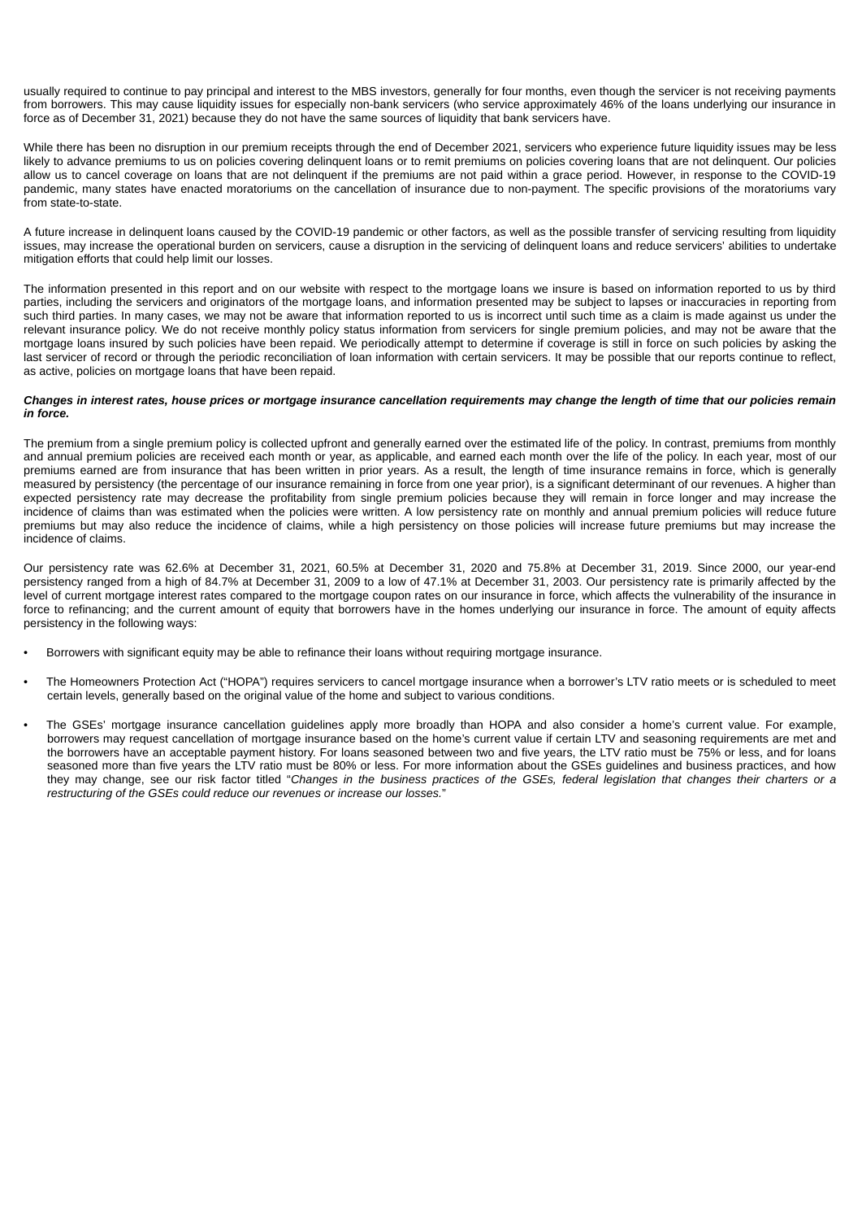usually required to continue to pay principal and interest to the MBS investors, generally for four months, even though the servicer is not receiving payments from borrowers. This may cause liquidity issues for especially non-bank servicers (who service approximately 46% of the loans underlying our insurance in force as of December 31, 2021) because they do not have the same sources of liquidity that bank servicers have.

While there has been no disruption in our premium receipts through the end of December 2021, servicers who experience future liquidity issues may be less likely to advance premiums to us on policies covering delinquent loans or to remit premiums on policies covering loans that are not delinquent. Our policies allow us to cancel coverage on loans that are not delinquent if the premiums are not paid within a grace period. However, in response to the COVID-19 pandemic, many states have enacted moratoriums on the cancellation of insurance due to non-payment. The specific provisions of the moratoriums vary from state-to-state.

A future increase in delinquent loans caused by the COVID-19 pandemic or other factors, as well as the possible transfer of servicing resulting from liquidity issues, may increase the operational burden on servicers, cause a disruption in the servicing of delinquent loans and reduce servicers' abilities to undertake mitigation efforts that could help limit our losses.

The information presented in this report and on our website with respect to the mortgage loans we insure is based on information reported to us by third parties, including the servicers and originators of the mortgage loans, and information presented may be subject to lapses or inaccuracies in reporting from such third parties. In many cases, we may not be aware that information reported to us is incorrect until such time as a claim is made against us under the relevant insurance policy. We do not receive monthly policy status information from servicers for single premium policies, and may not be aware that the mortgage loans insured by such policies have been repaid. We periodically attempt to determine if coverage is still in force on such policies by asking the last servicer of record or through the periodic reconciliation of loan information with certain servicers. It may be possible that our reports continue to reflect, as active, policies on mortgage loans that have been repaid.

***Changes in interest rates, house prices or mortgage insurance cancellation requirements may change the length of time that our policies remain in force.***

The premium from a single premium policy is collected upfront and generally earned over the estimated life of the policy. In contrast, premiums from monthly and annual premium policies are received each month or year, as applicable, and earned each month over the life of the policy. In each year, most of our premiums earned are from insurance that has been written in prior years. As a result, the length of time insurance remains in force, which is generally measured by persistency (the percentage of our insurance remaining in force from one year prior), is a significant determinant of our revenues. A higher than expected persistency rate may decrease the profitability from single premium policies because they will remain in force longer and may increase the incidence of claims than was estimated when the policies were written. A low persistency rate on monthly and annual premium policies will reduce future premiums but may also reduce the incidence of claims, while a high persistency on those policies will increase future premiums but may increase the incidence of claims.

Our persistency rate was 62.6% at December 31, 2021, 60.5% at December 31, 2020 and 75.8% at December 31, 2019. Since 2000, our year-end persistency ranged from a high of 84.7% at December 31, 2009 to a low of 47.1% at December 31, 2003. Our persistency rate is primarily affected by the level of current mortgage interest rates compared to the mortgage coupon rates on our insurance in force, which affects the vulnerability of the insurance in force to refinancing; and the current amount of equity that borrowers have in the homes underlying our insurance in force. The amount of equity affects persistency in the following ways:

- Borrowers with significant equity may be able to refinance their loans without requiring mortgage insurance.
- The Homeowners Protection Act ("HOPA") requires servicers to cancel mortgage insurance when a borrower's LTV ratio meets or is scheduled to meet certain levels, generally based on the original value of the home and subject to various conditions.
- The GSEs' mortgage insurance cancellation guidelines apply more broadly than HOPA and also consider a home's current value. For example, borrowers may request cancellation of mortgage insurance based on the home's current value if certain LTV and seasoning requirements are met and the borrowers have an acceptable payment history. For loans seasoned between two and five years, the LTV ratio must be 75% or less, and for loans seasoned more than five years the LTV ratio must be 80% or less. For more information about the GSEs guidelines and business practices, and how they may change, see our risk factor titled "*Changes in the business practices of the GSEs, federal legislation that changes their charters or a restructuring of the GSEs could reduce our revenues or increase our losses.*"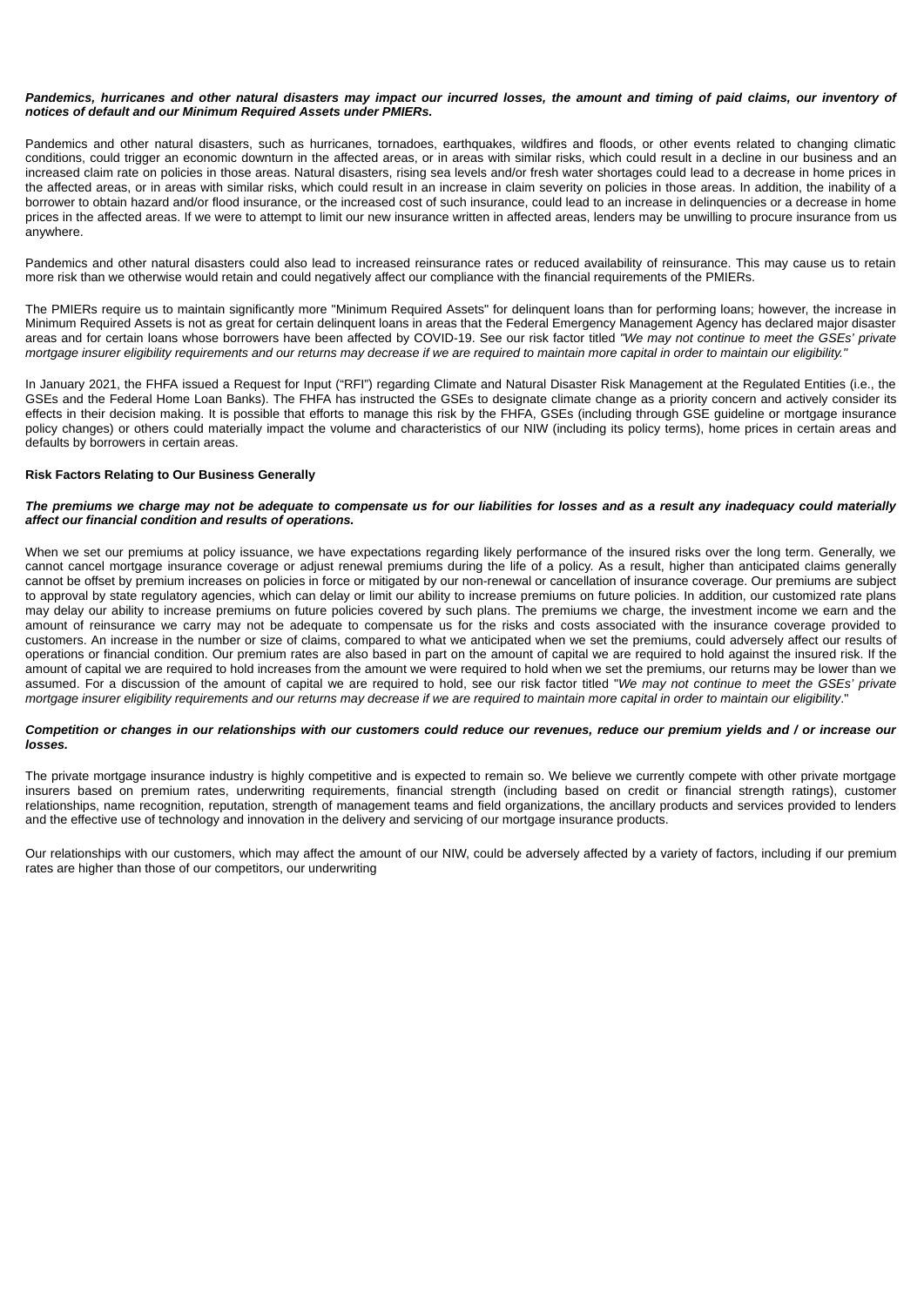***Pandemics, hurricanes and other natural disasters may impact our incurred losses, the amount and timing of paid claims, our inventory of notices of default and our Minimum Required Assets under PMIERs.***

Pandemics and other natural disasters, such as hurricanes, tornadoes, earthquakes, wildfires and floods, or other events related to changing climatic conditions, could trigger an economic downturn in the affected areas, or in areas with similar risks, which could result in a decline in our business and an increased claim rate on policies in those areas. Natural disasters, rising sea levels and/or fresh water shortages could lead to a decrease in home prices in the affected areas, or in areas with similar risks, which could result in an increase in claim severity on policies in those areas. In addition, the inability of a borrower to obtain hazard and/or flood insurance, or the increased cost of such insurance, could lead to an increase in delinquencies or a decrease in home prices in the affected areas. If we were to attempt to limit our new insurance written in affected areas, lenders may be unwilling to procure insurance from us anywhere.

Pandemics and other natural disasters could also lead to increased reinsurance rates or reduced availability of reinsurance. This may cause us to retain more risk than we otherwise would retain and could negatively affect our compliance with the financial requirements of the PMIERs.

The PMIERs require us to maintain significantly more "Minimum Required Assets" for delinquent loans than for performing loans; however, the increase in Minimum Required Assets is not as great for certain delinquent loans in areas that the Federal Emergency Management Agency has declared major disaster areas and for certain loans whose borrowers have been affected by COVID-19. See our risk factor titled *"We may not continue to meet the GSEs' private mortgage insurer eligibility requirements and our returns may decrease if we are required to maintain more capital in order to maintain our eligibility."*

In January 2021, the FHFA issued a Request for Input ("RFI") regarding Climate and Natural Disaster Risk Management at the Regulated Entities (i.e., the GSEs and the Federal Home Loan Banks). The FHFA has instructed the GSEs to designate climate change as a priority concern and actively consider its effects in their decision making. It is possible that efforts to manage this risk by the FHFA, GSEs (including through GSE guideline or mortgage insurance policy changes) or others could materially impact the volume and characteristics of our NIW (including its policy terms), home prices in certain areas and defaults by borrowers in certain areas.

**Risk Factors Relating to Our Business Generally**

***The premiums we charge may not be adequate to compensate us for our liabilities for losses and as a result any inadequacy could materially affect our financial condition and results of operations.***

When we set our premiums at policy issuance, we have expectations regarding likely performance of the insured risks over the long term. Generally, we cannot cancel mortgage insurance coverage or adjust renewal premiums during the life of a policy. As a result, higher than anticipated claims generally cannot be offset by premium increases on policies in force or mitigated by our non-renewal or cancellation of insurance coverage. Our premiums are subject to approval by state regulatory agencies, which can delay or limit our ability to increase premiums on future policies. In addition, our customized rate plans may delay our ability to increase premiums on future policies covered by such plans. The premiums we charge, the investment income we earn and the amount of reinsurance we carry may not be adequate to compensate us for the risks and costs associated with the insurance coverage provided to customers. An increase in the number or size of claims, compared to what we anticipated when we set the premiums, could adversely affect our results of operations or financial condition. Our premium rates are also based in part on the amount of capital we are required to hold against the insured risk. If the amount of capital we are required to hold increases from the amount we were required to hold when we set the premiums, our returns may be lower than we assumed. For a discussion of the amount of capital we are required to hold, see our risk factor titled "*We may not continue to meet the GSEs' private mortgage insurer eligibility requirements and our returns may decrease if we are required to maintain more capital in order to maintain our eligibility*."

***Competition or changes in our relationships with our customers could reduce our revenues, reduce our premium yields and / or increase our losses.***

The private mortgage insurance industry is highly competitive and is expected to remain so. We believe we currently compete with other private mortgage insurers based on premium rates, underwriting requirements, financial strength (including based on credit or financial strength ratings), customer relationships, name recognition, reputation, strength of management teams and field organizations, the ancillary products and services provided to lenders and the effective use of technology and innovation in the delivery and servicing of our mortgage insurance products.

Our relationships with our customers, which may affect the amount of our NIW, could be adversely affected by a variety of factors, including if our premium rates are higher than those of our competitors, our underwriting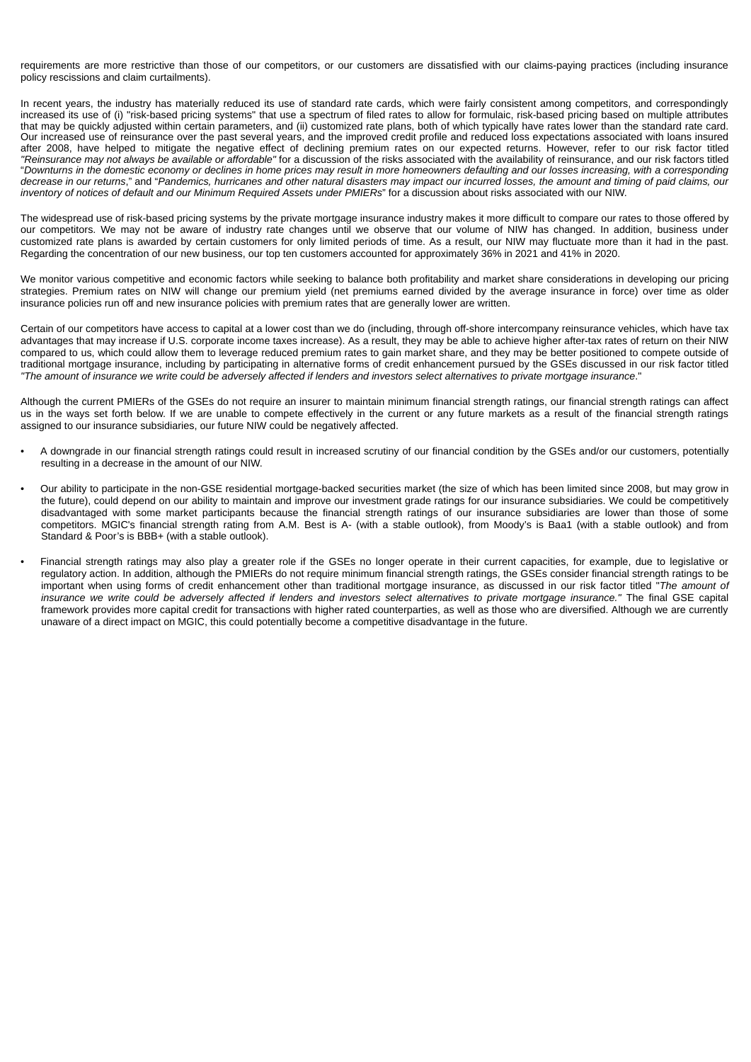requirements are more restrictive than those of our competitors, or our customers are dissatisfied with our claims-paying practices (including insurance policy rescissions and claim curtailments).

In recent years, the industry has materially reduced its use of standard rate cards, which were fairly consistent among competitors, and correspondingly increased its use of (i) "risk-based pricing systems" that use a spectrum of filed rates to allow for formulaic, risk-based pricing based on multiple attributes that may be quickly adjusted within certain parameters, and (ii) customized rate plans, both of which typically have rates lower than the standard rate card. Our increased use of reinsurance over the past several years, and the improved credit profile and reduced loss expectations associated with loans insured after 2008, have helped to mitigate the negative effect of declining premium rates on our expected returns. However, refer to our risk factor titled *"Reinsurance may not always be available or affordable"* for a discussion of the risks associated with the availability of reinsurance, and our risk factors titled "*Downturns in the domestic economy or declines in home prices may result in more homeowners defaulting and our losses increasing, with a corresponding decrease in our returns*," and "*Pandemics, hurricanes and other natural disasters may impact our incurred losses, the amount and timing of paid claims, our inventory of notices of default and our Minimum Required Assets under PMIERs*" for a discussion about risks associated with our NIW.

The widespread use of risk-based pricing systems by the private mortgage insurance industry makes it more difficult to compare our rates to those offered by our competitors. We may not be aware of industry rate changes until we observe that our volume of NIW has changed. In addition, business under customized rate plans is awarded by certain customers for only limited periods of time. As a result, our NIW may fluctuate more than it had in the past. Regarding the concentration of our new business, our top ten customers accounted for approximately 36% in 2021 and 41% in 2020.

We monitor various competitive and economic factors while seeking to balance both profitability and market share considerations in developing our pricing strategies. Premium rates on NIW will change our premium yield (net premiums earned divided by the average insurance in force) over time as older insurance policies run off and new insurance policies with premium rates that are generally lower are written.

Certain of our competitors have access to capital at a lower cost than we do (including, through off-shore intercompany reinsurance vehicles, which have tax advantages that may increase if U.S. corporate income taxes increase). As a result, they may be able to achieve higher after-tax rates of return on their NIW compared to us, which could allow them to leverage reduced premium rates to gain market share, and they may be better positioned to compete outside of traditional mortgage insurance, including by participating in alternative forms of credit enhancement pursued by the GSEs discussed in our risk factor titled *"The amount of insurance we write could be adversely affected if lenders and investors select alternatives to private mortgage insurance*."

Although the current PMIERs of the GSEs do not require an insurer to maintain minimum financial strength ratings, our financial strength ratings can affect us in the ways set forth below. If we are unable to compete effectively in the current or any future markets as a result of the financial strength ratings assigned to our insurance subsidiaries, our future NIW could be negatively affected.

- A downgrade in our financial strength ratings could result in increased scrutiny of our financial condition by the GSEs and/or our customers, potentially resulting in a decrease in the amount of our NIW.

- Our ability to participate in the non-GSE residential mortgage-backed securities market (the size of which has been limited since 2008, but may grow in the future), could depend on our ability to maintain and improve our investment grade ratings for our insurance subsidiaries. We could be competitively disadvantaged with some market participants because the financial strength ratings of our insurance subsidiaries are lower than those of some competitors. MGIC's financial strength rating from A.M. Best is A- (with a stable outlook), from Moody's is Baa1 (with a stable outlook) and from Standard & Poor's is BBB+ (with a stable outlook).

- Financial strength ratings may also play a greater role if the GSEs no longer operate in their current capacities, for example, due to legislative or regulatory action. In addition, although the PMIERs do not require minimum financial strength ratings, the GSEs consider financial strength ratings to be important when using forms of credit enhancement other than traditional mortgage insurance, as discussed in our risk factor titled "*The amount of insurance we write could be adversely affected if lenders and investors select alternatives to private mortgage insurance."* The final GSE capital framework provides more capital credit for transactions with higher rated counterparties, as well as those who are diversified. Although we are currently unaware of a direct impact on MGIC, this could potentially become a competitive disadvantage in the future.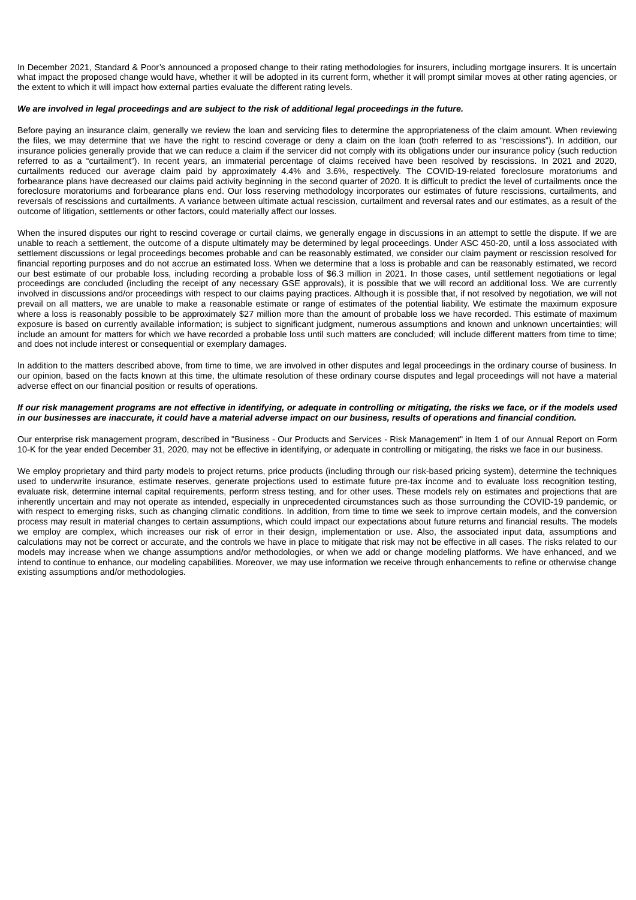In December 2021, Standard & Poor's announced a proposed change to their rating methodologies for insurers, including mortgage insurers. It is uncertain what impact the proposed change would have, whether it will be adopted in its current form, whether it will prompt similar moves at other rating agencies, or the extent to which it will impact how external parties evaluate the different rating levels.

***We are involved in legal proceedings and are subject to the risk of additional legal proceedings in the future.***

Before paying an insurance claim, generally we review the loan and servicing files to determine the appropriateness of the claim amount. When reviewing the files, we may determine that we have the right to rescind coverage or deny a claim on the loan (both referred to as "rescissions"). In addition, our insurance policies generally provide that we can reduce a claim if the servicer did not comply with its obligations under our insurance policy (such reduction referred to as a "curtailment"). In recent years, an immaterial percentage of claims received have been resolved by rescissions. In 2021 and 2020, curtailments reduced our average claim paid by approximately 4.4% and 3.6%, respectively. The COVID-19-related foreclosure moratoriums and forbearance plans have decreased our claims paid activity beginning in the second quarter of 2020. It is difficult to predict the level of curtailments once the foreclosure moratoriums and forbearance plans end. Our loss reserving methodology incorporates our estimates of future rescissions, curtailments, and reversals of rescissions and curtailments. A variance between ultimate actual rescission, curtailment and reversal rates and our estimates, as a result of the outcome of litigation, settlements or other factors, could materially affect our losses.

When the insured disputes our right to rescind coverage or curtail claims, we generally engage in discussions in an attempt to settle the dispute. If we are unable to reach a settlement, the outcome of a dispute ultimately may be determined by legal proceedings. Under ASC 450-20, until a loss associated with settlement discussions or legal proceedings becomes probable and can be reasonably estimated, we consider our claim payment or rescission resolved for financial reporting purposes and do not accrue an estimated loss. When we determine that a loss is probable and can be reasonably estimated, we record our best estimate of our probable loss, including recording a probable loss of $6.3 million in 2021. In those cases, until settlement negotiations or legal proceedings are concluded (including the receipt of any necessary GSE approvals), it is possible that we will record an additional loss. We are currently involved in discussions and/or proceedings with respect to our claims paying practices. Although it is possible that, if not resolved by negotiation, we will not prevail on all matters, we are unable to make a reasonable estimate or range of estimates of the potential liability. We estimate the maximum exposure where a loss is reasonably possible to be approximately $27 million more than the amount of probable loss we have recorded. This estimate of maximum exposure is based on currently available information; is subject to significant judgment, numerous assumptions and known and unknown uncertainties; will include an amount for matters for which we have recorded a probable loss until such matters are concluded; will include different matters from time to time; and does not include interest or consequential or exemplary damages.

In addition to the matters described above, from time to time, we are involved in other disputes and legal proceedings in the ordinary course of business. In our opinion, based on the facts known at this time, the ultimate resolution of these ordinary course disputes and legal proceedings will not have a material adverse effect on our financial position or results of operations.

***If our risk management programs are not effective in identifying, or adequate in controlling or mitigating, the risks we face, or if the models used in our businesses are inaccurate, it could have a material adverse impact on our business, results of operations and financial condition.***

Our enterprise risk management program, described in "Business - Our Products and Services - Risk Management" in Item 1 of our Annual Report on Form 10-K for the year ended December 31, 2020, may not be effective in identifying, or adequate in controlling or mitigating, the risks we face in our business.

We employ proprietary and third party models to project returns, price products (including through our risk-based pricing system), determine the techniques used to underwrite insurance, estimate reserves, generate projections used to estimate future pre-tax income and to evaluate loss recognition testing, evaluate risk, determine internal capital requirements, perform stress testing, and for other uses. These models rely on estimates and projections that are inherently uncertain and may not operate as intended, especially in unprecedented circumstances such as those surrounding the COVID-19 pandemic, or with respect to emerging risks, such as changing climatic conditions. In addition, from time to time we seek to improve certain models, and the conversion process may result in material changes to certain assumptions, which could impact our expectations about future returns and financial results. The models we employ are complex, which increases our risk of error in their design, implementation or use. Also, the associated input data, assumptions and calculations may not be correct or accurate, and the controls we have in place to mitigate that risk may not be effective in all cases. The risks related to our models may increase when we change assumptions and/or methodologies, or when we add or change modeling platforms. We have enhanced, and we intend to continue to enhance, our modeling capabilities. Moreover, we may use information we receive through enhancements to refine or otherwise change existing assumptions and/or methodologies.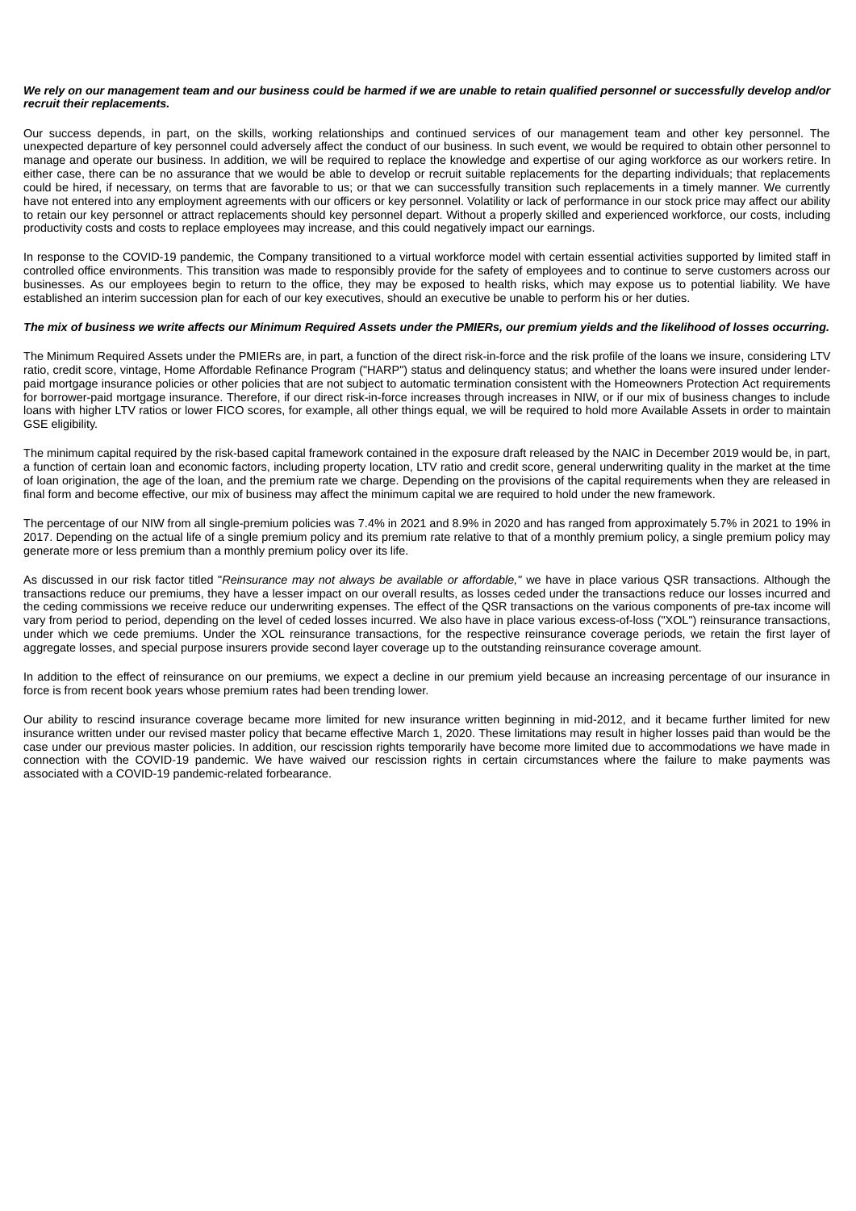***We rely on our management team and our business could be harmed if we are unable to retain qualified personnel or successfully develop and/or recruit their replacements.***

Our success depends, in part, on the skills, working relationships and continued services of our management team and other key personnel. The unexpected departure of key personnel could adversely affect the conduct of our business. In such event, we would be required to obtain other personnel to manage and operate our business. In addition, we will be required to replace the knowledge and expertise of our aging workforce as our workers retire. In either case, there can be no assurance that we would be able to develop or recruit suitable replacements for the departing individuals; that replacements could be hired, if necessary, on terms that are favorable to us; or that we can successfully transition such replacements in a timely manner. We currently have not entered into any employment agreements with our officers or key personnel. Volatility or lack of performance in our stock price may affect our ability to retain our key personnel or attract replacements should key personnel depart. Without a properly skilled and experienced workforce, our costs, including productivity costs and costs to replace employees may increase, and this could negatively impact our earnings.

In response to the COVID-19 pandemic, the Company transitioned to a virtual workforce model with certain essential activities supported by limited staff in controlled office environments. This transition was made to responsibly provide for the safety of employees and to continue to serve customers across our businesses. As our employees begin to return to the office, they may be exposed to health risks, which may expose us to potential liability. We have established an interim succession plan for each of our key executives, should an executive be unable to perform his or her duties.

***The mix of business we write affects our Minimum Required Assets under the PMIERs, our premium yields and the likelihood of losses occurring.***

The Minimum Required Assets under the PMIERs are, in part, a function of the direct risk-in-force and the risk profile of the loans we insure, considering LTV ratio, credit score, vintage, Home Affordable Refinance Program ("HARP") status and delinquency status; and whether the loans were insured under lender-paid mortgage insurance policies or other policies that are not subject to automatic termination consistent with the Homeowners Protection Act requirements for borrower-paid mortgage insurance. Therefore, if our direct risk-in-force increases through increases in NIW, or if our mix of business changes to include loans with higher LTV ratios or lower FICO scores, for example, all other things equal, we will be required to hold more Available Assets in order to maintain GSE eligibility.

The minimum capital required by the risk-based capital framework contained in the exposure draft released by the NAIC in December 2019 would be, in part, a function of certain loan and economic factors, including property location, LTV ratio and credit score, general underwriting quality in the market at the time of loan origination, the age of the loan, and the premium rate we charge. Depending on the provisions of the capital requirements when they are released in final form and become effective, our mix of business may affect the minimum capital we are required to hold under the new framework.

The percentage of our NIW from all single-premium policies was 7.4% in 2021 and 8.9% in 2020 and has ranged from approximately 5.7% in 2021 to 19% in 2017. Depending on the actual life of a single premium policy and its premium rate relative to that of a monthly premium policy, a single premium policy may generate more or less premium than a monthly premium policy over its life.

As discussed in our risk factor titled "*Reinsurance may not always be available or affordable,*" we have in place various QSR transactions. Although the transactions reduce our premiums, they have a lesser impact on our overall results, as losses ceded under the transactions reduce our losses incurred and the ceding commissions we receive reduce our underwriting expenses. The effect of the QSR transactions on the various components of pre-tax income will vary from period to period, depending on the level of ceded losses incurred. We also have in place various excess-of-loss ("XOL") reinsurance transactions, under which we cede premiums. Under the XOL reinsurance transactions, for the respective reinsurance coverage periods, we retain the first layer of aggregate losses, and special purpose insurers provide second layer coverage up to the outstanding reinsurance coverage amount.

In addition to the effect of reinsurance on our premiums, we expect a decline in our premium yield because an increasing percentage of our insurance in force is from recent book years whose premium rates had been trending lower.

Our ability to rescind insurance coverage became more limited for new insurance written beginning in mid-2012, and it became further limited for new insurance written under our revised master policy that became effective March 1, 2020. These limitations may result in higher losses paid than would be the case under our previous master policies. In addition, our rescission rights temporarily have become more limited due to accommodations we have made in connection with the COVID-19 pandemic. We have waived our rescission rights in certain circumstances where the failure to make payments was associated with a COVID-19 pandemic-related forbearance.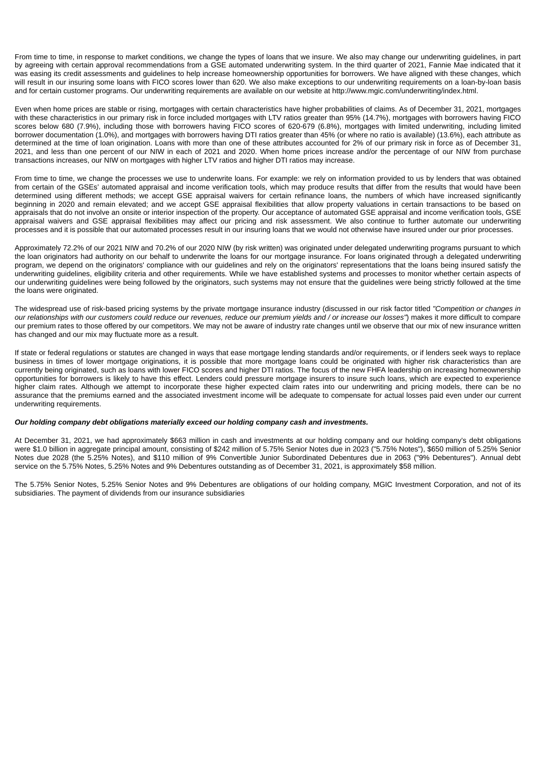From time to time, in response to market conditions, we change the types of loans that we insure. We also may change our underwriting guidelines, in part by agreeing with certain approval recommendations from a GSE automated underwriting system. In the third quarter of 2021, Fannie Mae indicated that it was easing its credit assessments and guidelines to help increase homeownership opportunities for borrowers. We have aligned with these changes, which will result in our insuring some loans with FICO scores lower than 620. We also make exceptions to our underwriting requirements on a loan-by-loan basis and for certain customer programs. Our underwriting requirements are available on our website at http://www.mgic.com/underwriting/index.html.

Even when home prices are stable or rising, mortgages with certain characteristics have higher probabilities of claims. As of December 31, 2021, mortgages with these characteristics in our primary risk in force included mortgages with LTV ratios greater than 95% (14.7%), mortgages with borrowers having FICO scores below 680 (7.9%), including those with borrowers having FICO scores of 620-679 (6.8%), mortgages with limited underwriting, including limited borrower documentation (1.0%), and mortgages with borrowers having DTI ratios greater than 45% (or where no ratio is available) (13.6%), each attribute as determined at the time of loan origination. Loans with more than one of these attributes accounted for 2% of our primary risk in force as of December 31, 2021, and less than one percent of our NIW in each of 2021 and 2020. When home prices increase and/or the percentage of our NIW from purchase transactions increases, our NIW on mortgages with higher LTV ratios and higher DTI ratios may increase.

From time to time, we change the processes we use to underwrite loans. For example: we rely on information provided to us by lenders that was obtained from certain of the GSEs' automated appraisal and income verification tools, which may produce results that differ from the results that would have been determined using different methods; we accept GSE appraisal waivers for certain refinance loans, the numbers of which have increased significantly beginning in 2020 and remain elevated; and we accept GSE appraisal flexibilities that allow property valuations in certain transactions to be based on appraisals that do not involve an onsite or interior inspection of the property. Our acceptance of automated GSE appraisal and income verification tools, GSE appraisal waivers and GSE appraisal flexibilities may affect our pricing and risk assessment. We also continue to further automate our underwriting processes and it is possible that our automated processes result in our insuring loans that we would not otherwise have insured under our prior processes.

Approximately 72.2% of our 2021 NIW and 70.2% of our 2020 NIW (by risk written) was originated under delegated underwriting programs pursuant to which the loan originators had authority on our behalf to underwrite the loans for our mortgage insurance. For loans originated through a delegated underwriting program, we depend on the originators' compliance with our guidelines and rely on the originators' representations that the loans being insured satisfy the underwriting guidelines, eligibility criteria and other requirements. While we have established systems and processes to monitor whether certain aspects of our underwriting guidelines were being followed by the originators, such systems may not ensure that the guidelines were being strictly followed at the time the loans were originated.

The widespread use of risk-based pricing systems by the private mortgage insurance industry (discussed in our risk factor titled *"Competition or changes in our relationships with our customers could reduce our revenues, reduce our premium yields and / or increase our losses"*) makes it more difficult to compare our premium rates to those offered by our competitors. We may not be aware of industry rate changes until we observe that our mix of new insurance written has changed and our mix may fluctuate more as a result.

If state or federal regulations or statutes are changed in ways that ease mortgage lending standards and/or requirements, or if lenders seek ways to replace business in times of lower mortgage originations, it is possible that more mortgage loans could be originated with higher risk characteristics than are currently being originated, such as loans with lower FICO scores and higher DTI ratios. The focus of the new FHFA leadership on increasing homeownership opportunities for borrowers is likely to have this effect. Lenders could pressure mortgage insurers to insure such loans, which are expected to experience higher claim rates. Although we attempt to incorporate these higher expected claim rates into our underwriting and pricing models, there can be no assurance that the premiums earned and the associated investment income will be adequate to compensate for actual losses paid even under our current underwriting requirements.

***Our holding company debt obligations materially exceed our holding company cash and investments.***

At December 31, 2021, we had approximately $663 million in cash and investments at our holding company and our holding company's debt obligations were $1.0 billion in aggregate principal amount, consisting of $242 million of 5.75% Senior Notes due in 2023 ("5.75% Notes"), $650 million of 5.25% Senior Notes due 2028 (the 5.25% Notes), and $110 million of 9% Convertible Junior Subordinated Debentures due in 2063 ("9% Debentures"). Annual debt service on the 5.75% Notes, 5.25% Notes and 9% Debentures outstanding as of December 31, 2021, is approximately $58 million.

The 5.75% Senior Notes, 5.25% Senior Notes and 9% Debentures are obligations of our holding company, MGIC Investment Corporation, and not of its subsidiaries. The payment of dividends from our insurance subsidiaries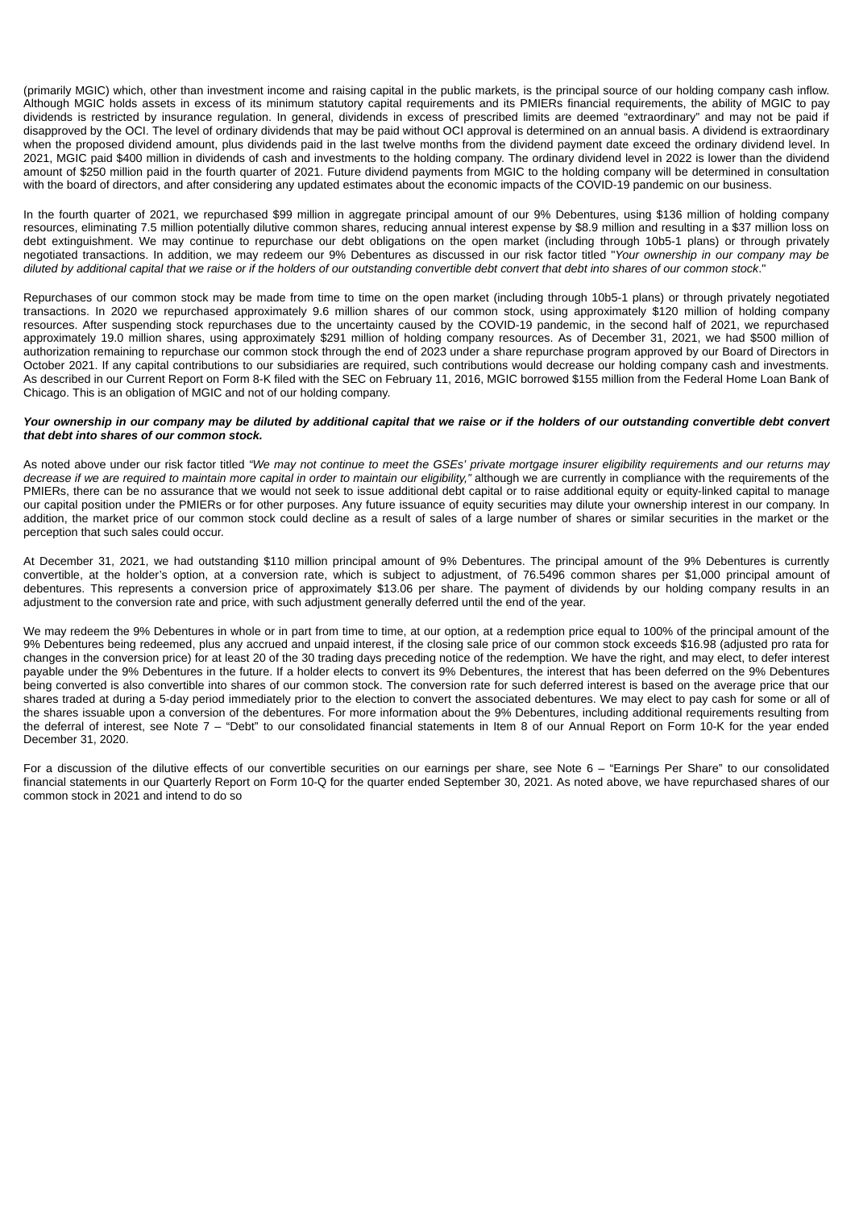(primarily MGIC) which, other than investment income and raising capital in the public markets, is the principal source of our holding company cash inflow. Although MGIC holds assets in excess of its minimum statutory capital requirements and its PMIERs financial requirements, the ability of MGIC to pay dividends is restricted by insurance regulation. In general, dividends in excess of prescribed limits are deemed “extraordinary” and may not be paid if disapproved by the OCI. The level of ordinary dividends that may be paid without OCI approval is determined on an annual basis. A dividend is extraordinary when the proposed dividend amount, plus dividends paid in the last twelve months from the dividend payment date exceed the ordinary dividend level. In 2021, MGIC paid $400 million in dividends of cash and investments to the holding company. The ordinary dividend level in 2022 is lower than the dividend amount of $250 million paid in the fourth quarter of 2021. Future dividend payments from MGIC to the holding company will be determined in consultation with the board of directors, and after considering any updated estimates about the economic impacts of the COVID-19 pandemic on our business.

In the fourth quarter of 2021, we repurchased $99 million in aggregate principal amount of our 9% Debentures, using $136 million of holding company resources, eliminating 7.5 million potentially dilutive common shares, reducing annual interest expense by $8.9 million and resulting in a $37 million loss on debt extinguishment. We may continue to repurchase our debt obligations on the open market (including through 10b5-1 plans) or through privately negotiated transactions. In addition, we may redeem our 9% Debentures as discussed in our risk factor titled "*Your ownership in our company may be diluted by additional capital that we raise or if the holders of our outstanding convertible debt convert that debt into shares of our common stock*."

Repurchases of our common stock may be made from time to time on the open market (including through 10b5-1 plans) or through privately negotiated transactions. In 2020 we repurchased approximately 9.6 million shares of our common stock, using approximately $120 million of holding company resources. After suspending stock repurchases due to the uncertainty caused by the COVID-19 pandemic, in the second half of 2021, we repurchased approximately 19.0 million shares, using approximately $291 million of holding company resources. As of December 31, 2021, we had $500 million of authorization remaining to repurchase our common stock through the end of 2023 under a share repurchase program approved by our Board of Directors in October 2021. If any capital contributions to our subsidiaries are required, such contributions would decrease our holding company cash and investments. As described in our Current Report on Form 8-K filed with the SEC on February 11, 2016, MGIC borrowed $155 million from the Federal Home Loan Bank of Chicago. This is an obligation of MGIC and not of our holding company.

***Your ownership in our company may be diluted by additional capital that we raise or if the holders of our outstanding convertible debt convert that debt into shares of our common stock.***

As noted above under our risk factor titled *“We may not continue to meet the GSEs’ private mortgage insurer eligibility requirements and our returns may decrease if we are required to maintain more capital in order to maintain our eligibility,”* although we are currently in compliance with the requirements of the PMIERs, there can be no assurance that we would not seek to issue additional debt capital or to raise additional equity or equity-linked capital to manage our capital position under the PMIERs or for other purposes. Any future issuance of equity securities may dilute your ownership interest in our company. In addition, the market price of our common stock could decline as a result of sales of a large number of shares or similar securities in the market or the perception that such sales could occur.

At December 31, 2021, we had outstanding $110 million principal amount of 9% Debentures. The principal amount of the 9% Debentures is currently convertible, at the holder’s option, at a conversion rate, which is subject to adjustment, of 76.5496 common shares per $1,000 principal amount of debentures. This represents a conversion price of approximately $13.06 per share. The payment of dividends by our holding company results in an adjustment to the conversion rate and price, with such adjustment generally deferred until the end of the year.

We may redeem the 9% Debentures in whole or in part from time to time, at our option, at a redemption price equal to 100% of the principal amount of the 9% Debentures being redeemed, plus any accrued and unpaid interest, if the closing sale price of our common stock exceeds $16.98 (adjusted pro rata for changes in the conversion price) for at least 20 of the 30 trading days preceding notice of the redemption. We have the right, and may elect, to defer interest payable under the 9% Debentures in the future. If a holder elects to convert its 9% Debentures, the interest that has been deferred on the 9% Debentures being converted is also convertible into shares of our common stock. The conversion rate for such deferred interest is based on the average price that our shares traded at during a 5-day period immediately prior to the election to convert the associated debentures. We may elect to pay cash for some or all of the shares issuable upon a conversion of the debentures. For more information about the 9% Debentures, including additional requirements resulting from the deferral of interest, see Note 7 – “Debt” to our consolidated financial statements in Item 8 of our Annual Report on Form 10-K for the year ended December 31, 2020.

For a discussion of the dilutive effects of our convertible securities on our earnings per share, see Note 6 – “Earnings Per Share” to our consolidated financial statements in our Quarterly Report on Form 10-Q for the quarter ended September 30, 2021. As noted above, we have repurchased shares of our common stock in 2021 and intend to do so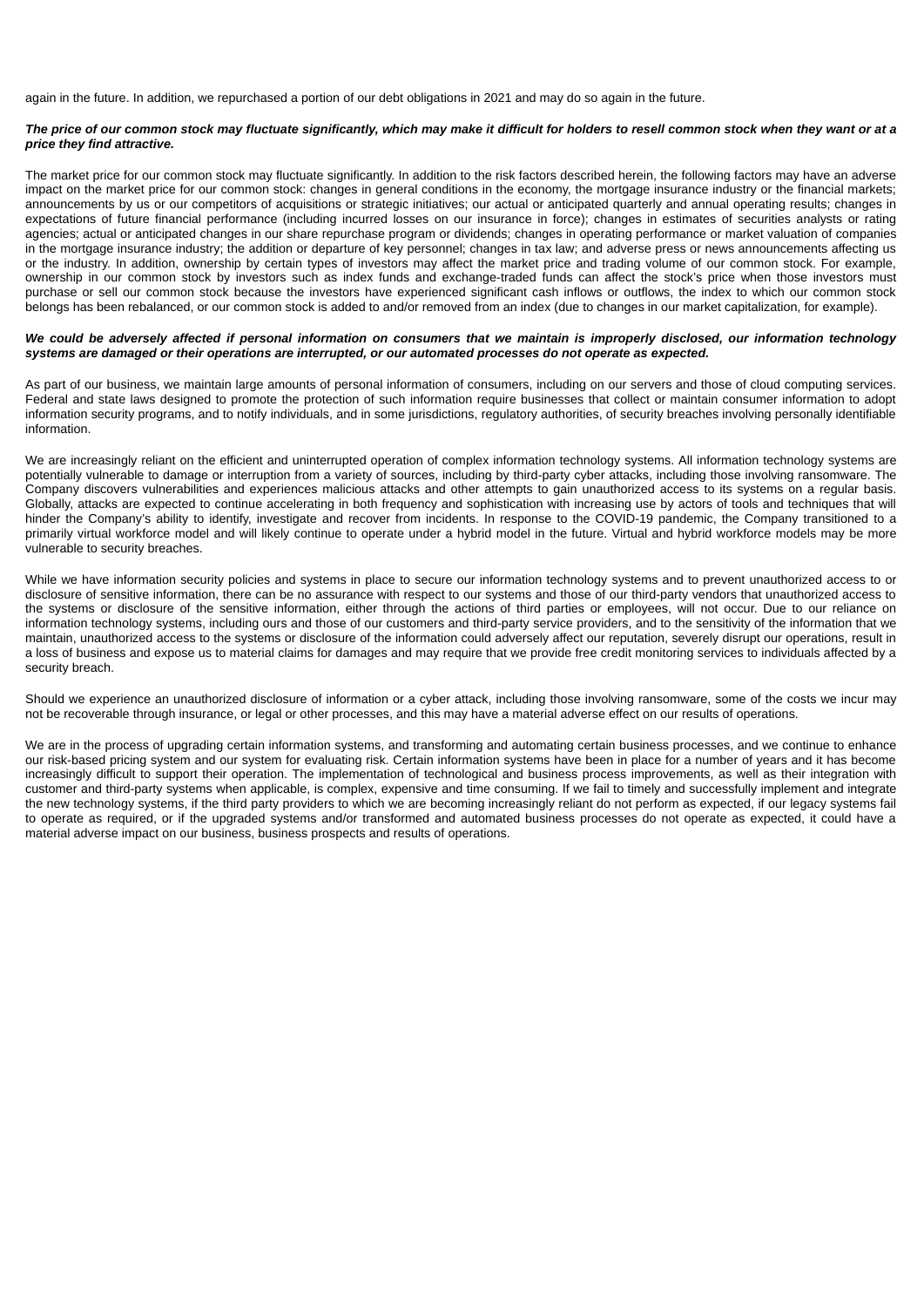again in the future. In addition, we repurchased a portion of our debt obligations in 2021 and may do so again in the future.

***The price of our common stock may fluctuate significantly, which may make it difficult for holders to resell common stock when they want or at a price they find attractive.***

The market price for our common stock may fluctuate significantly. In addition to the risk factors described herein, the following factors may have an adverse impact on the market price for our common stock: changes in general conditions in the economy, the mortgage insurance industry or the financial markets; announcements by us or our competitors of acquisitions or strategic initiatives; our actual or anticipated quarterly and annual operating results; changes in expectations of future financial performance (including incurred losses on our insurance in force); changes in estimates of securities analysts or rating agencies; actual or anticipated changes in our share repurchase program or dividends; changes in operating performance or market valuation of companies in the mortgage insurance industry; the addition or departure of key personnel; changes in tax law; and adverse press or news announcements affecting us or the industry. In addition, ownership by certain types of investors may affect the market price and trading volume of our common stock. For example, ownership in our common stock by investors such as index funds and exchange-traded funds can affect the stock's price when those investors must purchase or sell our common stock because the investors have experienced significant cash inflows or outflows, the index to which our common stock belongs has been rebalanced, or our common stock is added to and/or removed from an index (due to changes in our market capitalization, for example).

***We could be adversely affected if personal information on consumers that we maintain is improperly disclosed, our information technology systems are damaged or their operations are interrupted, or our automated processes do not operate as expected.***

As part of our business, we maintain large amounts of personal information of consumers, including on our servers and those of cloud computing services. Federal and state laws designed to promote the protection of such information require businesses that collect or maintain consumer information to adopt information security programs, and to notify individuals, and in some jurisdictions, regulatory authorities, of security breaches involving personally identifiable information.

We are increasingly reliant on the efficient and uninterrupted operation of complex information technology systems. All information technology systems are potentially vulnerable to damage or interruption from a variety of sources, including by third-party cyber attacks, including those involving ransomware. The Company discovers vulnerabilities and experiences malicious attacks and other attempts to gain unauthorized access to its systems on a regular basis. Globally, attacks are expected to continue accelerating in both frequency and sophistication with increasing use by actors of tools and techniques that will hinder the Company's ability to identify, investigate and recover from incidents. In response to the COVID-19 pandemic, the Company transitioned to a primarily virtual workforce model and will likely continue to operate under a hybrid model in the future. Virtual and hybrid workforce models may be more vulnerable to security breaches.

While we have information security policies and systems in place to secure our information technology systems and to prevent unauthorized access to or disclosure of sensitive information, there can be no assurance with respect to our systems and those of our third-party vendors that unauthorized access to the systems or disclosure of the sensitive information, either through the actions of third parties or employees, will not occur. Due to our reliance on information technology systems, including ours and those of our customers and third-party service providers, and to the sensitivity of the information that we maintain, unauthorized access to the systems or disclosure of the information could adversely affect our reputation, severely disrupt our operations, result in a loss of business and expose us to material claims for damages and may require that we provide free credit monitoring services to individuals affected by a security breach.

Should we experience an unauthorized disclosure of information or a cyber attack, including those involving ransomware, some of the costs we incur may not be recoverable through insurance, or legal or other processes, and this may have a material adverse effect on our results of operations.

We are in the process of upgrading certain information systems, and transforming and automating certain business processes, and we continue to enhance our risk-based pricing system and our system for evaluating risk. Certain information systems have been in place for a number of years and it has become increasingly difficult to support their operation. The implementation of technological and business process improvements, as well as their integration with customer and third-party systems when applicable, is complex, expensive and time consuming. If we fail to timely and successfully implement and integrate the new technology systems, if the third party providers to which we are becoming increasingly reliant do not perform as expected, if our legacy systems fail to operate as required, or if the upgraded systems and/or transformed and automated business processes do not operate as expected, it could have a material adverse impact on our business, business prospects and results of operations.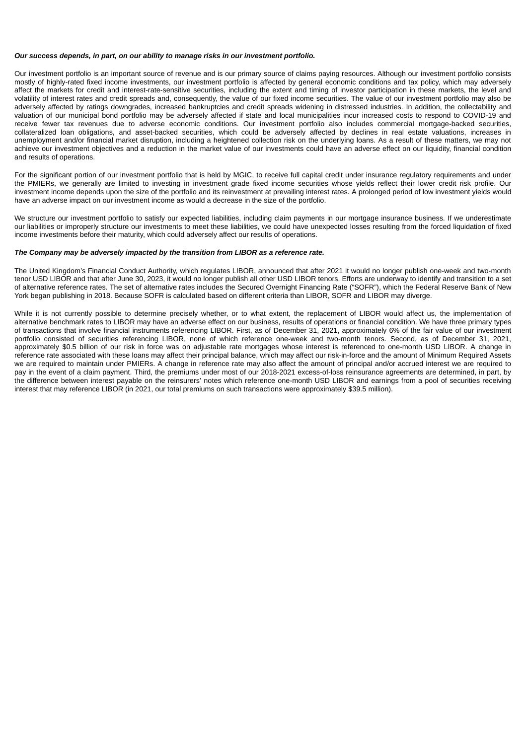***Our success depends, in part, on our ability to manage risks in our investment portfolio.***

Our investment portfolio is an important source of revenue and is our primary source of claims paying resources. Although our investment portfolio consists mostly of highly-rated fixed income investments, our investment portfolio is affected by general economic conditions and tax policy, which may adversely affect the markets for credit and interest-rate-sensitive securities, including the extent and timing of investor participation in these markets, the level and volatility of interest rates and credit spreads and, consequently, the value of our fixed income securities. The value of our investment portfolio may also be adversely affected by ratings downgrades, increased bankruptcies and credit spreads widening in distressed industries. In addition, the collectability and valuation of our municipal bond portfolio may be adversely affected if state and local municipalities incur increased costs to respond to COVID-19 and receive fewer tax revenues due to adverse economic conditions. Our investment portfolio also includes commercial mortgage-backed securities, collateralized loan obligations, and asset-backed securities, which could be adversely affected by declines in real estate valuations, increases in unemployment and/or financial market disruption, including a heightened collection risk on the underlying loans. As a result of these matters, we may not achieve our investment objectives and a reduction in the market value of our investments could have an adverse effect on our liquidity, financial condition and results of operations.

For the significant portion of our investment portfolio that is held by MGIC, to receive full capital credit under insurance regulatory requirements and under the PMIERs, we generally are limited to investing in investment grade fixed income securities whose yields reflect their lower credit risk profile. Our investment income depends upon the size of the portfolio and its reinvestment at prevailing interest rates. A prolonged period of low investment yields would have an adverse impact on our investment income as would a decrease in the size of the portfolio.

We structure our investment portfolio to satisfy our expected liabilities, including claim payments in our mortgage insurance business. If we underestimate our liabilities or improperly structure our investments to meet these liabilities, we could have unexpected losses resulting from the forced liquidation of fixed income investments before their maturity, which could adversely affect our results of operations.

***The Company may be adversely impacted by the transition from LIBOR as a reference rate.***

The United Kingdom's Financial Conduct Authority, which regulates LIBOR, announced that after 2021 it would no longer publish one-week and two-month tenor USD LIBOR and that after June 30, 2023, it would no longer publish all other USD LIBOR tenors. Efforts are underway to identify and transition to a set of alternative reference rates. The set of alternative rates includes the Secured Overnight Financing Rate ("SOFR"), which the Federal Reserve Bank of New York began publishing in 2018. Because SOFR is calculated based on different criteria than LIBOR, SOFR and LIBOR may diverge.

While it is not currently possible to determine precisely whether, or to what extent, the replacement of LIBOR would affect us, the implementation of alternative benchmark rates to LIBOR may have an adverse effect on our business, results of operations or financial condition. We have three primary types of transactions that involve financial instruments referencing LIBOR. First, as of December 31, 2021, approximately 6% of the fair value of our investment portfolio consisted of securities referencing LIBOR, none of which reference one-week and two-month tenors. Second, as of December 31, 2021, approximately $0.5 billion of our risk in force was on adjustable rate mortgages whose interest is referenced to one-month USD LIBOR. A change in reference rate associated with these loans may affect their principal balance, which may affect our risk-in-force and the amount of Minimum Required Assets we are required to maintain under PMIERs. A change in reference rate may also affect the amount of principal and/or accrued interest we are required to pay in the event of a claim payment. Third, the premiums under most of our 2018-2021 excess-of-loss reinsurance agreements are determined, in part, by the difference between interest payable on the reinsurers' notes which reference one-month USD LIBOR and earnings from a pool of securities receiving interest that may reference LIBOR (in 2021, our total premiums on such transactions were approximately $39.5 million).